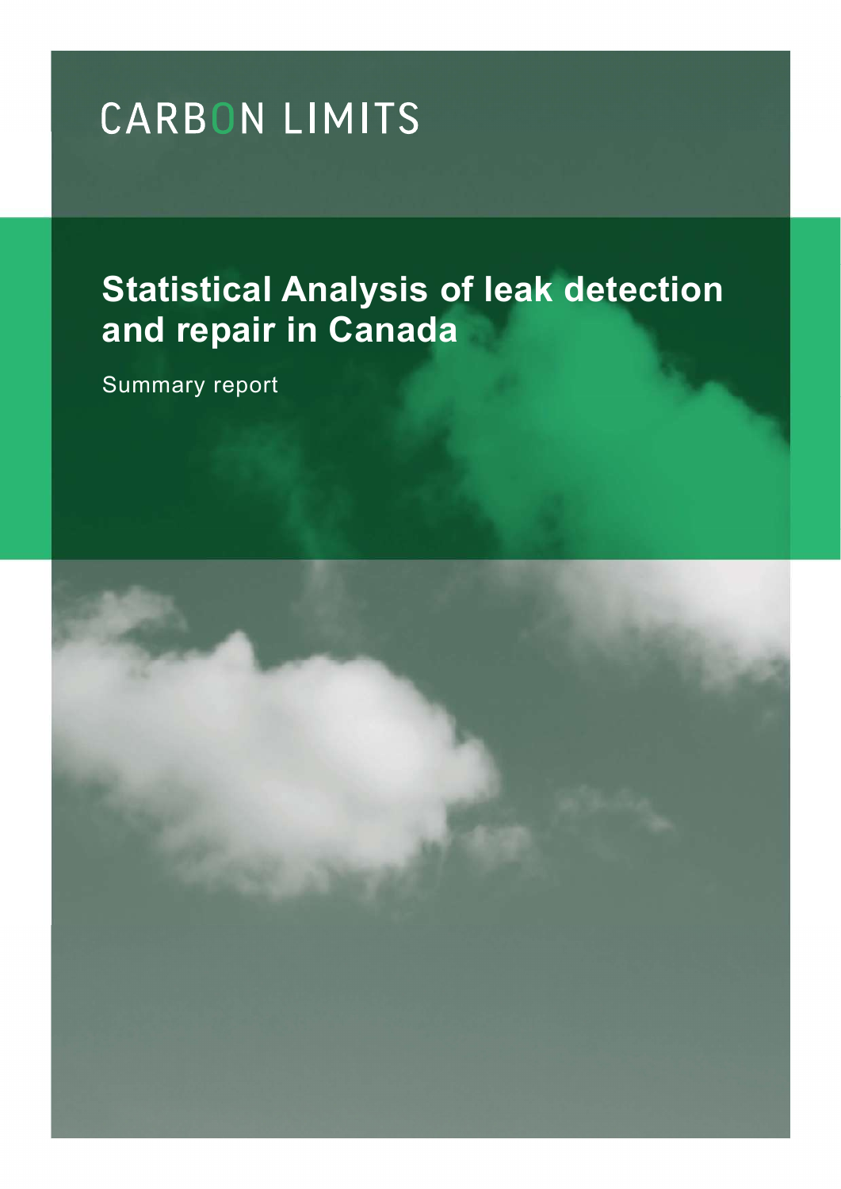CARBON LIMITS

# Statistical Analysis of leak detection and repair in Canada

Summary report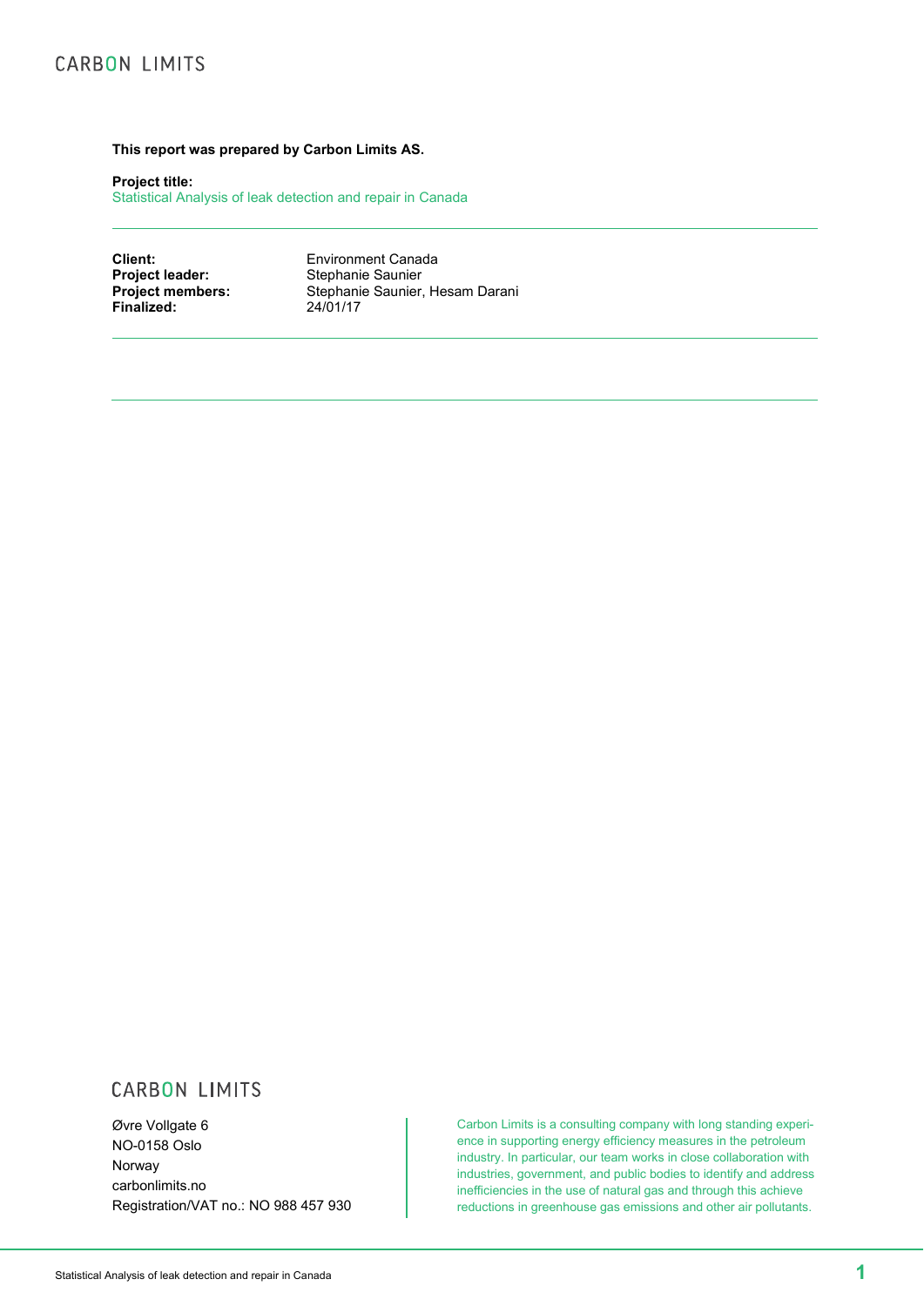CARBON LIMITS

**This report was prepared by Carbon Limits AS.**

**Project title:**
Statistical Analysis of leak detection and repair in Canada

---

| | |
|---|---|
| **Client:** | Environment Canada |
| **Project leader:** | Stephanie Saunier |
| **Project members:** | Stephanie Saunier, Hesam Darani |
| **Finalized:** | 24/01/17 |

---

CARBON LIMITS

Øvre Vollgate 6
NO-0158 Oslo
Norway
carbonlimits.no
Registration/VAT no.: NO 988 457 930

Carbon Limits is a consulting company with long standing experience in supporting energy efficiency measures in the petroleum industry. In particular, our team works in close collaboration with industries, government, and public bodies to identify and address inefficiencies in the use of natural gas and through this achieve reductions in greenhouse gas emissions and other air pollutants.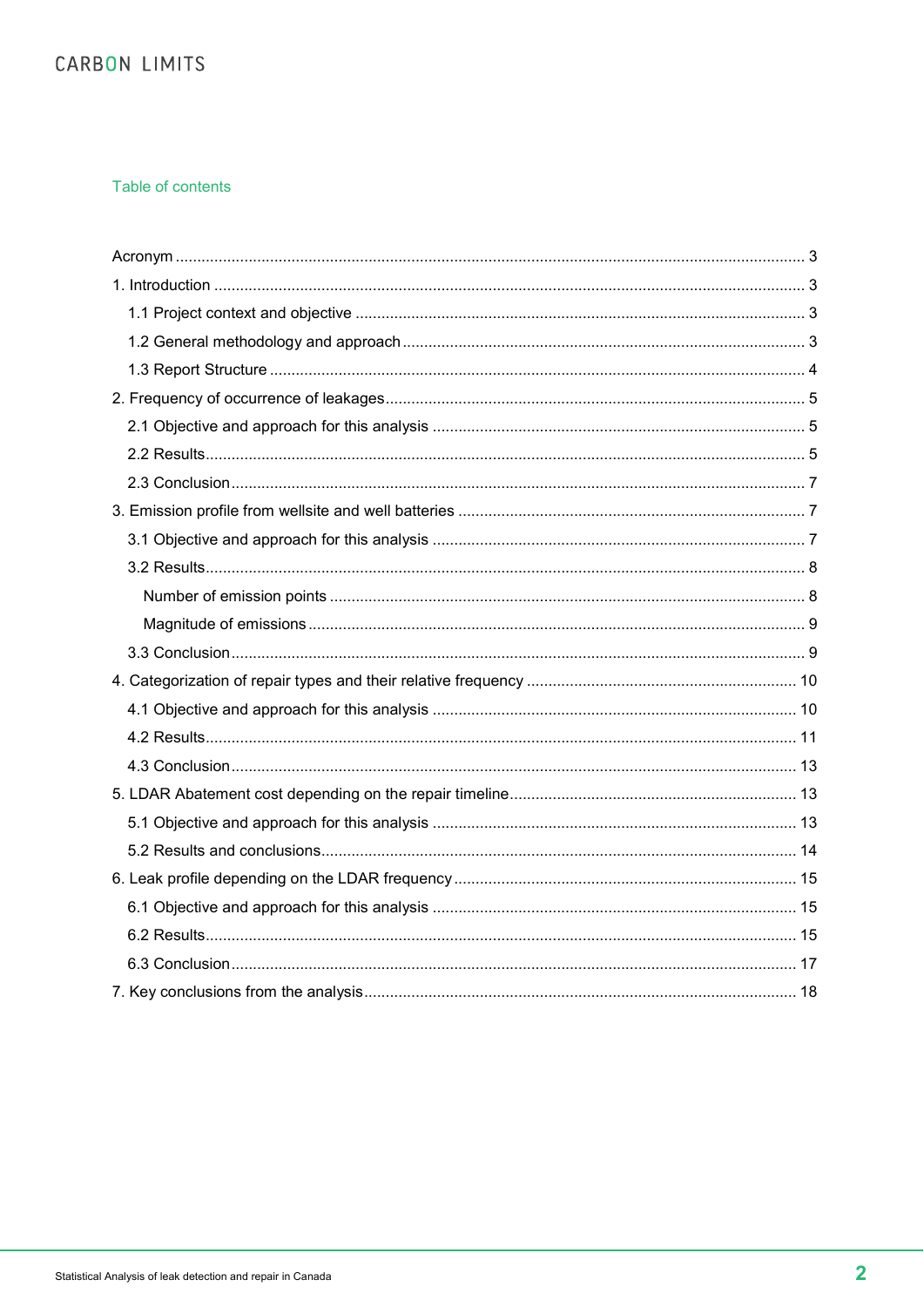## Table of contents

Acronym ... 3

1. Introduction ... 3
   - 1.1 Project context and objective ... 3
   - 1.2 General methodology and approach ... 3
   - 1.3 Report Structure ... 4
2. Frequency of occurrence of leakages ... 5
   - 2.1 Objective and approach for this analysis ... 5
   - 2.2 Results ... 5
   - 2.3 Conclusion ... 7
3. Emission profile from wellsite and well batteries ... 7
   - 3.1 Objective and approach for this analysis ... 7
   - 3.2 Results ... 8
     - Number of emission points ... 8
     - Magnitude of emissions ... 9
   - 3.3 Conclusion ... 9
4. Categorization of repair types and their relative frequency ... 10
   - 4.1 Objective and approach for this analysis ... 10
   - 4.2 Results ... 11
   - 4.3 Conclusion ... 13
5. LDAR Abatement cost depending on the repair timeline ... 13
   - 5.1 Objective and approach for this analysis ... 13
   - 5.2 Results and conclusions ... 14
6. Leak profile depending on the LDAR frequency ... 15
   - 6.1 Objective and approach for this analysis ... 15
   - 6.2 Results ... 15
   - 6.3 Conclusion ... 17
7. Key conclusions from the analysis ... 18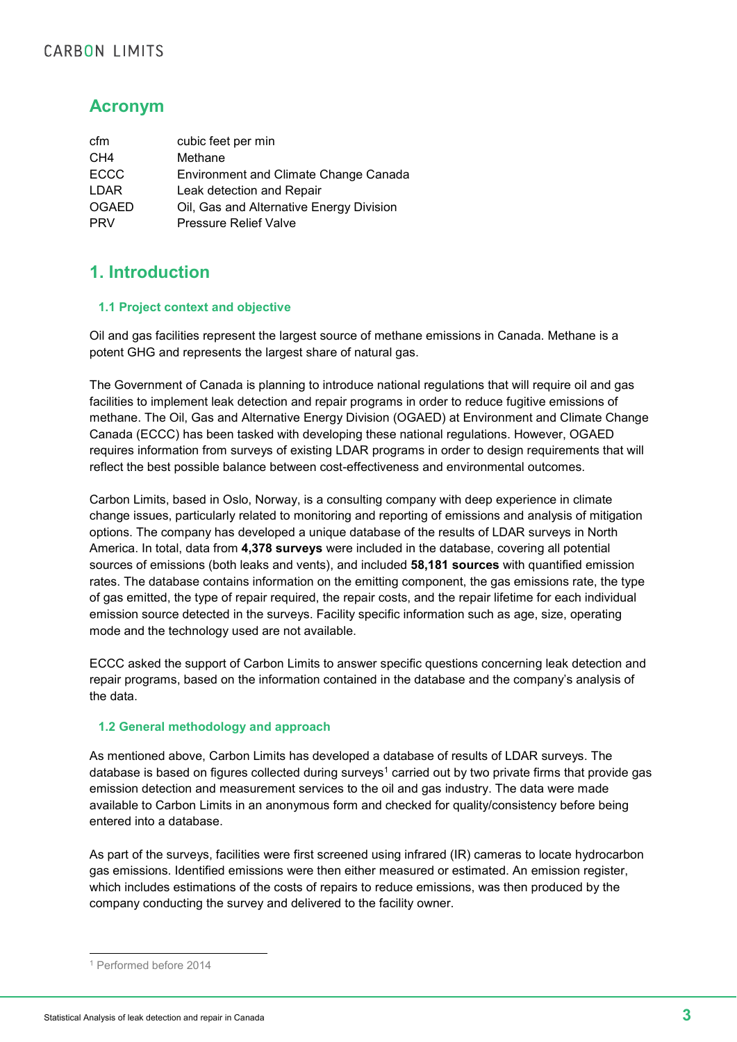## Acronym

| | |
|---|---|
| cfm | cubic feet per min |
| CH4 | Methane |
| ECCC | Environment and Climate Change Canada |
| LDAR | Leak detection and Repair |
| OGAED | Oil, Gas and Alternative Energy Division |
| PRV | Pressure Relief Valve |

## 1. Introduction

### 1.1 Project context and objective

Oil and gas facilities represent the largest source of methane emissions in Canada. Methane is a potent GHG and represents the largest share of natural gas.

The Government of Canada is planning to introduce national regulations that will require oil and gas facilities to implement leak detection and repair programs in order to reduce fugitive emissions of methane. The Oil, Gas and Alternative Energy Division (OGAED) at Environment and Climate Change Canada (ECCC) has been tasked with developing these national regulations. However, OGAED requires information from surveys of existing LDAR programs in order to design requirements that will reflect the best possible balance between cost-effectiveness and environmental outcomes.

Carbon Limits, based in Oslo, Norway, is a consulting company with deep experience in climate change issues, particularly related to monitoring and reporting of emissions and analysis of mitigation options. The company has developed a unique database of the results of LDAR surveys in North America. In total, data from **4,378 surveys** were included in the database, covering all potential sources of emissions (both leaks and vents), and included **58,181 sources** with quantified emission rates. The database contains information on the emitting component, the gas emissions rate, the type of gas emitted, the type of repair required, the repair costs, and the repair lifetime for each individual emission source detected in the surveys. Facility specific information such as age, size, operating mode and the technology used are not available.

ECCC asked the support of Carbon Limits to answer specific questions concerning leak detection and repair programs, based on the information contained in the database and the company's analysis of the data.

### 1.2 General methodology and approach

As mentioned above, Carbon Limits has developed a database of results of LDAR surveys. The database is based on figures collected during surveys[1] carried out by two private firms that provide gas emission detection and measurement services to the oil and gas industry. The data were made available to Carbon Limits in an anonymous form and checked for quality/consistency before being entered into a database.

As part of the surveys, facilities were first screened using infrared (IR) cameras to locate hydrocarbon gas emissions. Identified emissions were then either measured or estimated. An emission register, which includes estimations of the costs of repairs to reduce emissions, was then produced by the company conducting the survey and delivered to the facility owner.

[1] Performed before 2014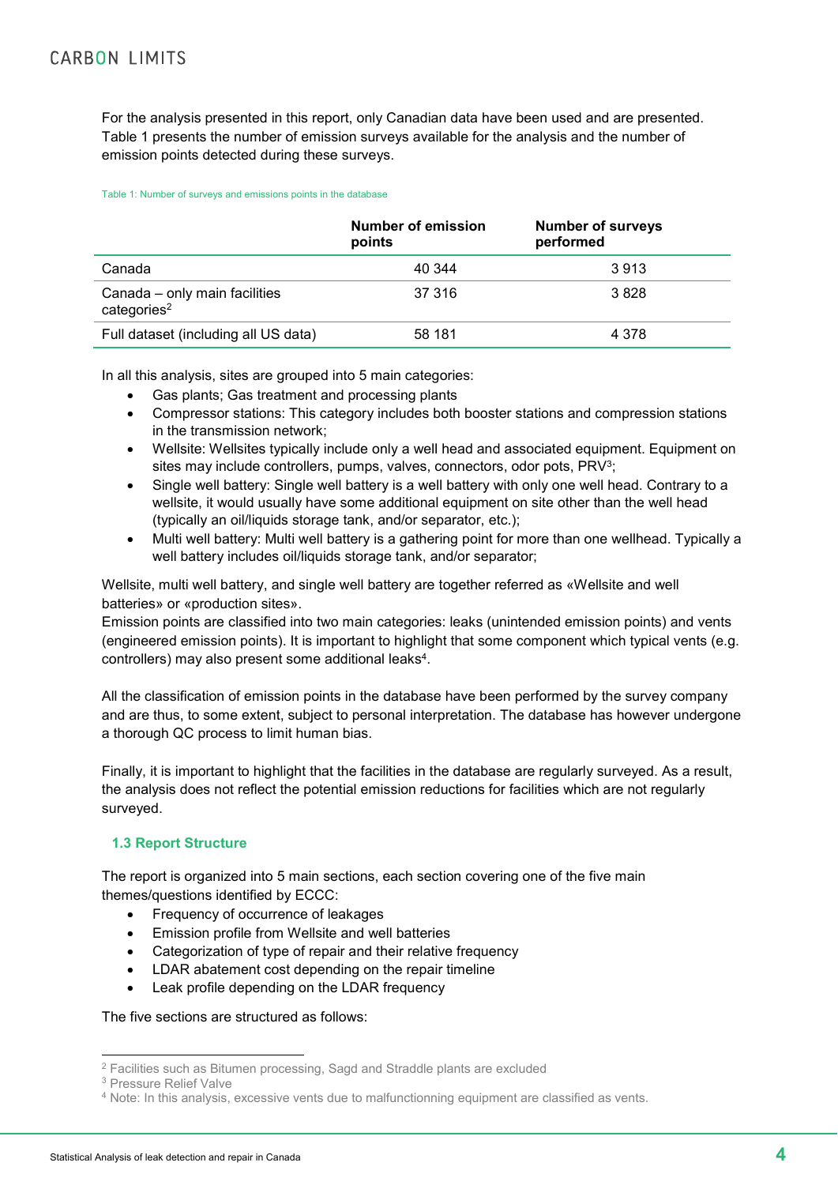For the analysis presented in this report, only Canadian data have been used and are presented. Table 1 presents the number of emission surveys available for the analysis and the number of emission points detected during these surveys.

Table 1: Number of surveys and emissions points in the database

| | Number of emission points | Number of surveys performed |
|---|---|---|
| Canada | 40 344 | 3 913 |
| Canada – only main facilities categories[2] | 37 316 | 3 828 |
| Full dataset (including all US data) | 58 181 | 4 378 |

In all this analysis, sites are grouped into 5 main categories:

- Gas plants; Gas treatment and processing plants
- Compressor stations: This category includes both booster stations and compression stations in the transmission network;
- Wellsite: Wellsites typically include only a well head and associated equipment. Equipment on sites may include controllers, pumps, valves, connectors, odor pots, PRV[3];
- Single well battery: Single well battery is a well battery with only one well head. Contrary to a wellsite, it would usually have some additional equipment on site other than the well head (typically an oil/liquids storage tank, and/or separator, etc.);
- Multi well battery: Multi well battery is a gathering point for more than one wellhead. Typically a well battery includes oil/liquids storage tank, and/or separator;

Wellsite, multi well battery, and single well battery are together referred as «Wellsite and well batteries» or «production sites».
Emission points are classified into two main categories: leaks (unintended emission points) and vents (engineered emission points). It is important to highlight that some component which typical vents (e.g. controllers) may also present some additional leaks[4].

All the classification of emission points in the database have been performed by the survey company and are thus, to some extent, subject to personal interpretation. The database has however undergone a thorough QC process to limit human bias.

Finally, it is important to highlight that the facilities in the database are regularly surveyed. As a result, the analysis does not reflect the potential emission reductions for facilities which are not regularly surveyed.

### 1.3 Report Structure

The report is organized into 5 main sections, each section covering one of the five main themes/questions identified by ECCC:

- Frequency of occurrence of leakages
- Emission profile from Wellsite and well batteries
- Categorization of type of repair and their relative frequency
- LDAR abatement cost depending on the repair timeline
- Leak profile depending on the LDAR frequency

The five sections are structured as follows:

---

[2] Facilities such as Bitumen processing, Sagd and Straddle plants are excluded

[3] Pressure Relief Valve

[4] Note: In this analysis, excessive vents due to malfunctionning equipment are classified as vents.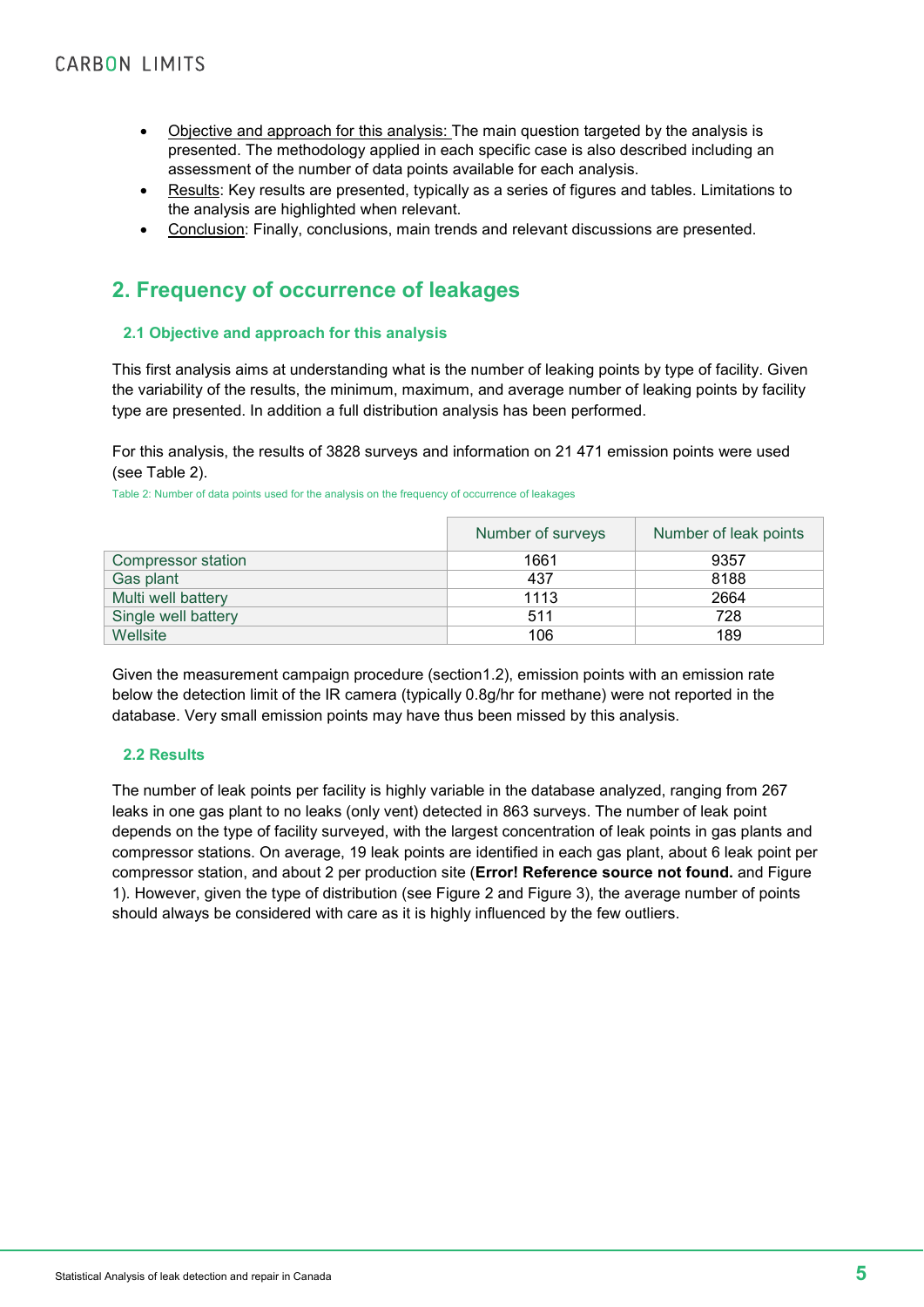- Objective and approach for this analysis: The main question targeted by the analysis is presented. The methodology applied in each specific case is also described including an assessment of the number of data points available for each analysis.
- Results: Key results are presented, typically as a series of figures and tables. Limitations to the analysis are highlighted when relevant.
- Conclusion: Finally, conclusions, main trends and relevant discussions are presented.

## 2. Frequency of occurrence of leakages

### 2.1 Objective and approach for this analysis

This first analysis aims at understanding what is the number of leaking points by type of facility. Given the variability of the results, the minimum, maximum, and average number of leaking points by facility type are presented. In addition a full distribution analysis has been performed.

For this analysis, the results of 3828 surveys and information on 21 471 emission points were used (see Table 2).

Table 2: Number of data points used for the analysis on the frequency of occurrence of leakages

| | Number of surveys | Number of leak points |
|---|---|---|
| Compressor station | 1661 | 9357 |
| Gas plant | 437 | 8188 |
| Multi well battery | 1113 | 2664 |
| Single well battery | 511 | 728 |
| Wellsite | 106 | 189 |

Given the measurement campaign procedure (section1.2), emission points with an emission rate below the detection limit of the IR camera (typically 0.8g/hr for methane) were not reported in the database. Very small emission points may have thus been missed by this analysis.

### 2.2 Results

The number of leak points per facility is highly variable in the database analyzed, ranging from 267 leaks in one gas plant to no leaks (only vent) detected in 863 surveys. The number of leak point depends on the type of facility surveyed, with the largest concentration of leak points in gas plants and compressor stations. On average, 19 leak points are identified in each gas plant, about 6 leak point per compressor station, and about 2 per production site (**Error! Reference source not found.** and Figure 1). However, given the type of distribution (see Figure 2 and Figure 3), the average number of points should always be considered with care as it is highly influenced by the few outliers.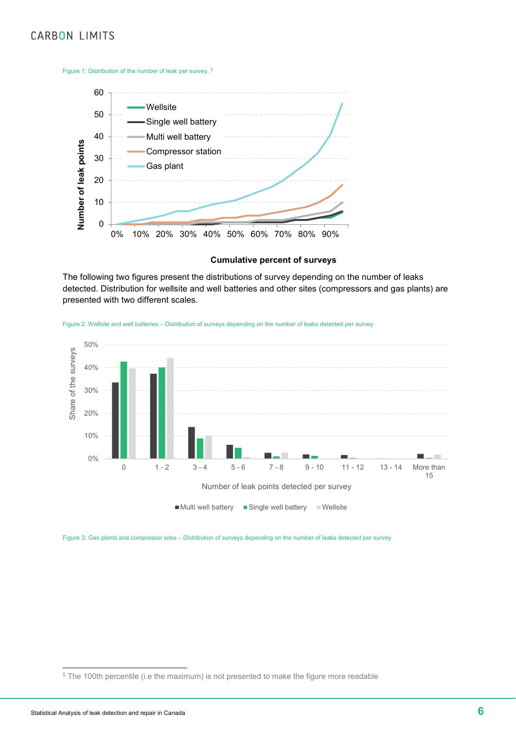Figure 1: Distribution of the number of leak per survey. [5]

The following two figures present the distributions of survey depending on the number of leaks detected. Distribution for wellsite and well batteries and other sites (compressors and gas plants) are presented with two different scales.

Figure 2: Wellsite and well batteries – Distribution of surveys depending on the number of leaks detected per survey

Figure 3: Gas plants and compressor sites – Distribution of surveys depending on the number of leaks detected per survey

[5] The 100th percentile (i.e the maximum) is not presented to make the figure more readable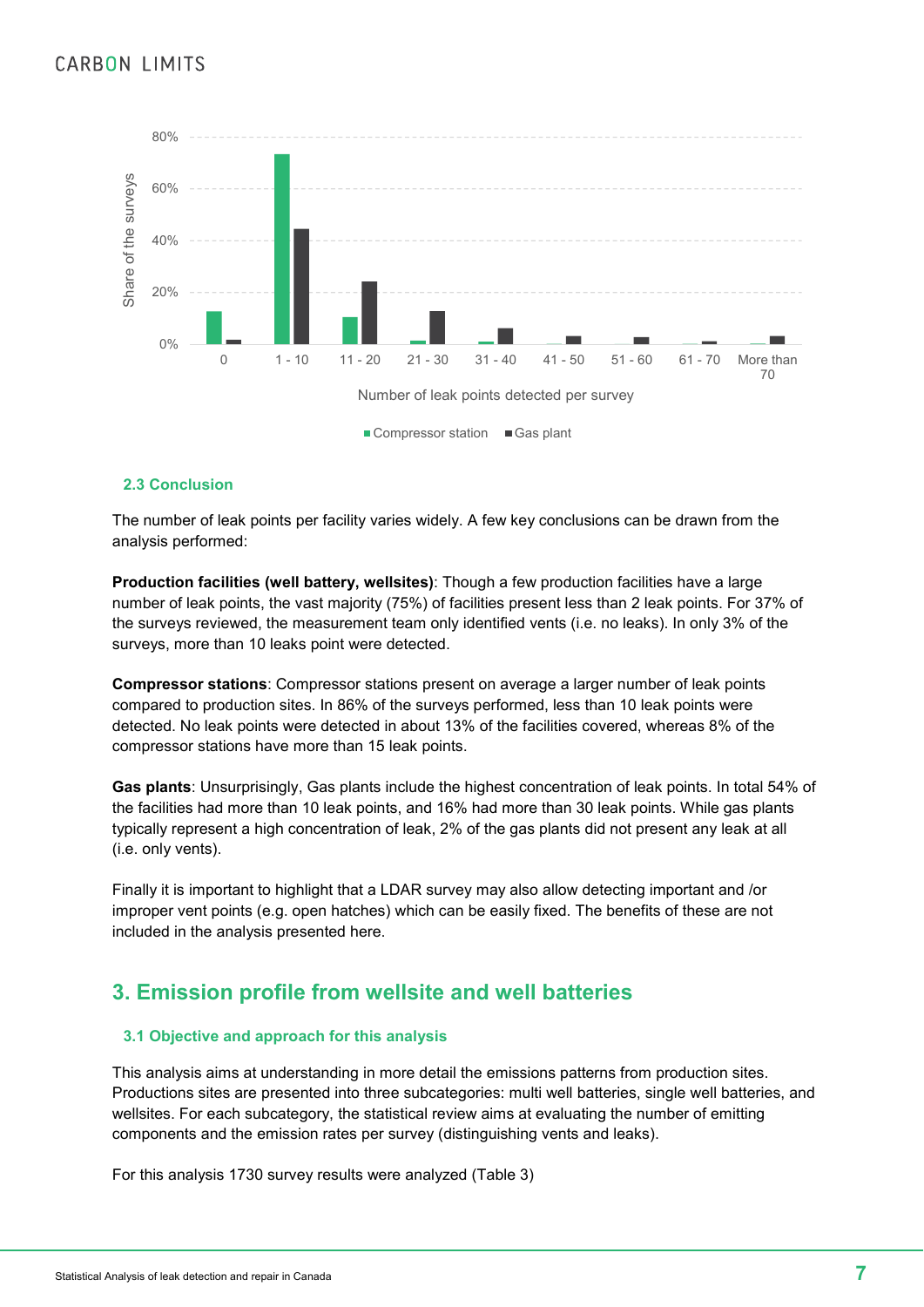## 2.3 Conclusion

The number of leak points per facility varies widely. A few key conclusions can be drawn from the analysis performed:

**Production facilities (well battery, wellsites)**: Though a few production facilities have a large number of leak points, the vast majority (75%) of facilities present less than 2 leak points. For 37% of the surveys reviewed, the measurement team only identified vents (i.e. no leaks). In only 3% of the surveys, more than 10 leaks point were detected.

**Compressor stations**: Compressor stations present on average a larger number of leak points compared to production sites. In 86% of the surveys performed, less than 10 leak points were detected. No leak points were detected in about 13% of the facilities covered, whereas 8% of the compressor stations have more than 15 leak points.

**Gas plants**: Unsurprisingly, Gas plants include the highest concentration of leak points. In total 54% of the facilities had more than 10 leak points, and 16% had more than 30 leak points. While gas plants typically represent a high concentration of leak, 2% of the gas plants did not present any leak at all (i.e. only vents).

Finally it is important to highlight that a LDAR survey may also allow detecting important and /or improper vent points (e.g. open hatches) which can be easily fixed. The benefits of these are not included in the analysis presented here.

# 3. Emission profile from wellsite and well batteries

## 3.1 Objective and approach for this analysis

This analysis aims at understanding in more detail the emissions patterns from production sites. Productions sites are presented into three subcategories: multi well batteries, single well batteries, and wellsites. For each subcategory, the statistical review aims at evaluating the number of emitting components and the emission rates per survey (distinguishing vents and leaks).

For this analysis 1730 survey results were analyzed (Table 3)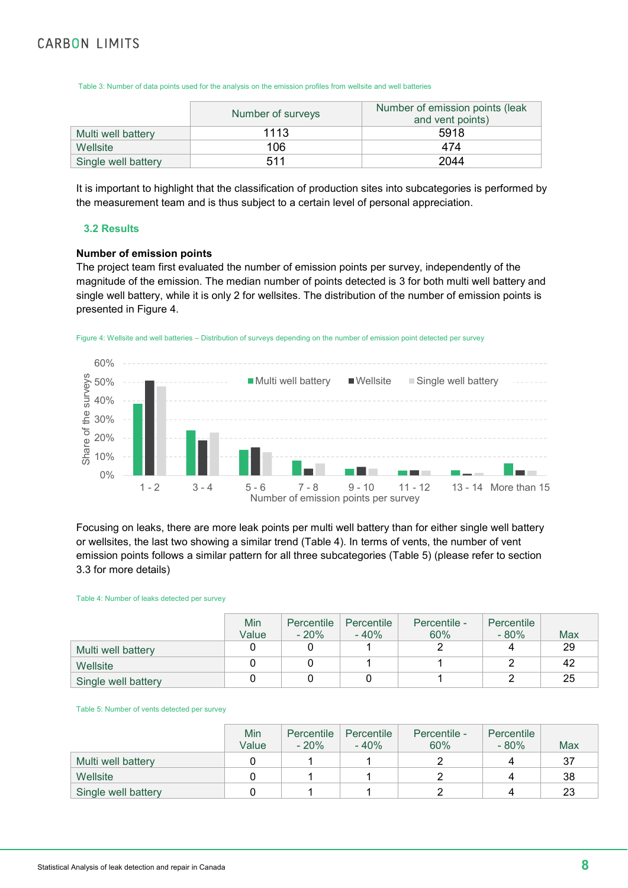Table 3: Number of data points used for the analysis on the emission profiles from wellsite and well batteries

| | Number of surveys | Number of emission points (leak and vent points) |
|---|---|---|
| Multi well battery | 1113 | 5918 |
| Wellsite | 106 | 474 |
| Single well battery | 511 | 2044 |

It is important to highlight that the classification of production sites into subcategories is performed by the measurement team and is thus subject to a certain level of personal appreciation.

### 3.2 Results

**Number of emission points**

The project team first evaluated the number of emission points per survey, independently of the magnitude of the emission. The median number of points detected is 3 for both multi well battery and single well battery, while it is only 2 for wellsites. The distribution of the number of emission points is presented in Figure 4.

Figure 4: Wellsite and well batteries – Distribution of surveys depending on the number of emission point detected per survey

Focusing on leaks, there are more leak points per multi well battery than for either single well battery or wellsites, the last two showing a similar trend (Table 4). In terms of vents, the number of vent emission points follows a similar pattern for all three subcategories (Table 5) (please refer to section 3.3 for more details)

Table 4: Number of leaks detected per survey

| | Min Value | Percentile - 20% | Percentile - 40% | Percentile - 60% | Percentile - 80% | Max |
|---|---|---|---|---|---|---|
| Multi well battery | 0 | 0 | 1 | 2 | 4 | 29 |
| Wellsite | 0 | 0 | 1 | 1 | 2 | 42 |
| Single well battery | 0 | 0 | 0 | 1 | 2 | 25 |

Table 5: Number of vents detected per survey

| | Min Value | Percentile - 20% | Percentile - 40% | Percentile - 60% | Percentile - 80% | Max |
|---|---|---|---|---|---|---|
| Multi well battery | 0 | 1 | 1 | 2 | 4 | 37 |
| Wellsite | 0 | 1 | 1 | 2 | 4 | 38 |
| Single well battery | 0 | 1 | 1 | 2 | 4 | 23 |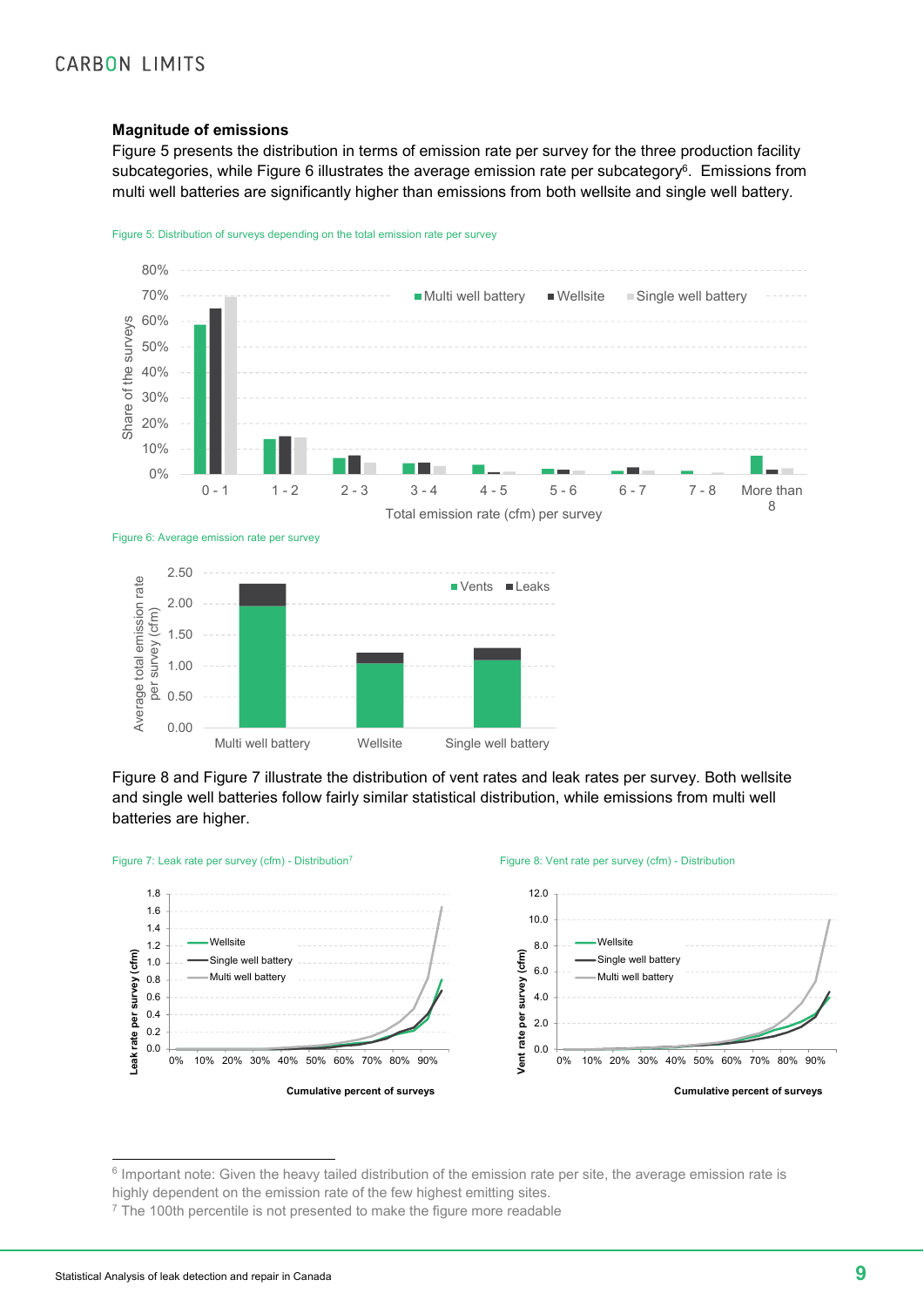**Magnitude of emissions**

Figure 5 presents the distribution in terms of emission rate per survey for the three production facility subcategories, while Figure 6 illustrates the average emission rate per subcategory[6]. Emissions from multi well batteries are significantly higher than emissions from both wellsite and single well battery.

Figure 5: Distribution of surveys depending on the total emission rate per survey

Figure 6: Average emission rate per survey

Figure 8 and Figure 7 illustrate the distribution of vent rates and leak rates per survey. Both wellsite and single well batteries follow fairly similar statistical distribution, while emissions from multi well batteries are higher.

Figure 7: Leak rate per survey (cfm) - Distribution[7]

Figure 8: Vent rate per survey (cfm) - Distribution

[6] Important note: Given the heavy tailed distribution of the emission rate per site, the average emission rate is highly dependent on the emission rate of the few highest emitting sites.

[7] The 100th percentile is not presented to make the figure more readable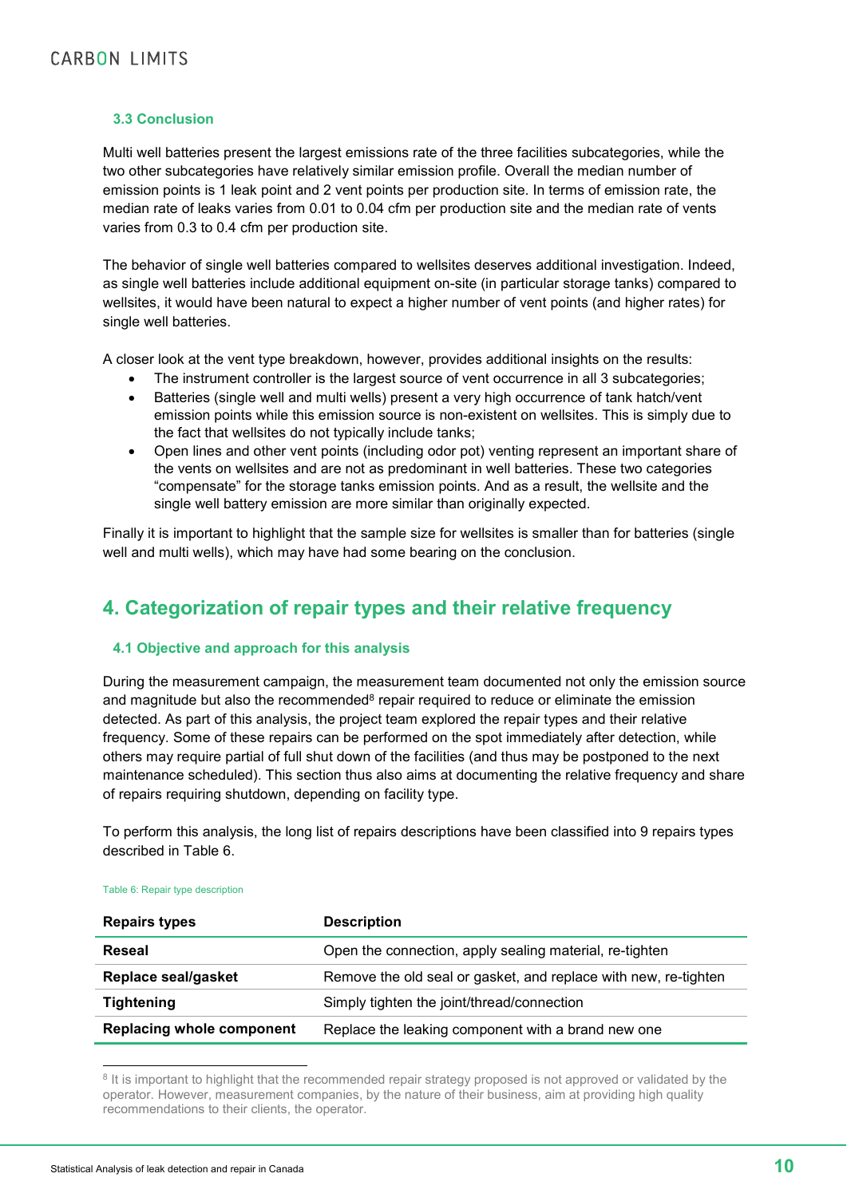### 3.3 Conclusion

Multi well batteries present the largest emissions rate of the three facilities subcategories, while the two other subcategories have relatively similar emission profile. Overall the median number of emission points is 1 leak point and 2 vent points per production site. In terms of emission rate, the median rate of leaks varies from 0.01 to 0.04 cfm per production site and the median rate of vents varies from 0.3 to 0.4 cfm per production site.

The behavior of single well batteries compared to wellsites deserves additional investigation. Indeed, as single well batteries include additional equipment on-site (in particular storage tanks) compared to wellsites, it would have been natural to expect a higher number of vent points (and higher rates) for single well batteries.

A closer look at the vent type breakdown, however, provides additional insights on the results:

- The instrument controller is the largest source of vent occurrence in all 3 subcategories;
- Batteries (single well and multi wells) present a very high occurrence of tank hatch/vent emission points while this emission source is non-existent on wellsites. This is simply due to the fact that wellsites do not typically include tanks;
- Open lines and other vent points (including odor pot) venting represent an important share of the vents on wellsites and are not as predominant in well batteries. These two categories "compensate" for the storage tanks emission points. And as a result, the wellsite and the single well battery emission are more similar than originally expected.

Finally it is important to highlight that the sample size for wellsites is smaller than for batteries (single well and multi wells), which may have had some bearing on the conclusion.

## 4. Categorization of repair types and their relative frequency

### 4.1 Objective and approach for this analysis

During the measurement campaign, the measurement team documented not only the emission source and magnitude but also the recommended[8] repair required to reduce or eliminate the emission detected. As part of this analysis, the project team explored the repair types and their relative frequency. Some of these repairs can be performed on the spot immediately after detection, while others may require partial of full shut down of the facilities (and thus may be postponed to the next maintenance scheduled). This section thus also aims at documenting the relative frequency and share of repairs requiring shutdown, depending on facility type.

To perform this analysis, the long list of repairs descriptions have been classified into 9 repairs types described in Table 6.

Table 6: Repair type description

| Repairs types | Description |
|---|---|
| **Reseal** | Open the connection, apply sealing material, re-tighten |
| **Replace seal/gasket** | Remove the old seal or gasket, and replace with new, re-tighten |
| **Tightening** | Simply tighten the joint/thread/connection |
| **Replacing whole component** | Replace the leaking component with a brand new one |

[8] It is important to highlight that the recommended repair strategy proposed is not approved or validated by the operator. However, measurement companies, by the nature of their business, aim at providing high quality recommendations to their clients, the operator.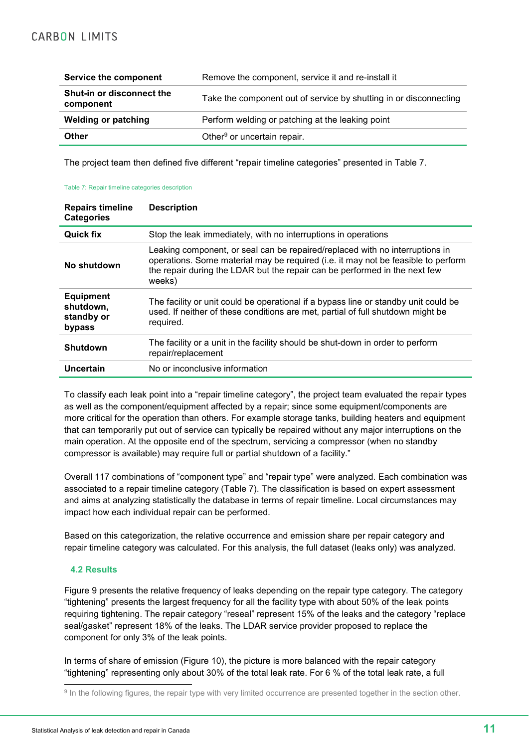| Service the component | Remove the component, service it and re-install it |
| --- | --- |
| Shut-in or disconnect the component | Take the component out of service by shutting in or disconnecting |
| Welding or patching | Perform welding or patching at the leaking point |
| Other | Other[9] or uncertain repair. |

The project team then defined five different “repair timeline categories” presented in Table 7.

Table 7: Repair timeline categories description

| Repairs timeline Categories | Description |
| --- | --- |
| Quick fix | Stop the leak immediately, with no interruptions in operations |
| No shutdown | Leaking component, or seal can be repaired/replaced with no interruptions in operations. Some material may be required (i.e. it may not be feasible to perform the repair during the LDAR but the repair can be performed in the next few weeks) |
| Equipment shutdown, standby or bypass | The facility or unit could be operational if a bypass line or standby unit could be used. If neither of these conditions are met, partial of full shutdown might be required. |
| Shutdown | The facility or a unit in the facility should be shut-down in order to perform repair/replacement |
| Uncertain | No or inconclusive information |

To classify each leak point into a “repair timeline category”, the project team evaluated the repair types as well as the component/equipment affected by a repair; since some equipment/components are more critical for the operation than others. For example storage tanks, building heaters and equipment that can temporarily put out of service can typically be repaired without any major interruptions on the main operation. At the opposite end of the spectrum, servicing a compressor (when no standby compressor is available) may require full or partial shutdown of a facility.”

Overall 117 combinations of “component type” and “repair type” were analyzed. Each combination was associated to a repair timeline category (Table 7). The classification is based on expert assessment and aims at analyzing statistically the database in terms of repair timeline. Local circumstances may impact how each individual repair can be performed.

Based on this categorization, the relative occurrence and emission share per repair category and repair timeline category was calculated. For this analysis, the full dataset (leaks only) was analyzed.

### 4.2 Results

Figure 9 presents the relative frequency of leaks depending on the repair type category. The category “tightening” presents the largest frequency for all the facility type with about 50% of the leak points requiring tightening. The repair category “reseal” represent 15% of the leaks and the category “replace seal/gasket” represent 18% of the leaks. The LDAR service provider proposed to replace the component for only 3% of the leak points.

In terms of share of emission (Figure 10), the picture is more balanced with the repair category “tightening” representing only about 30% of the total leak rate. For 6 % of the total leak rate, a full

[9] In the following figures, the repair type with very limited occurrence are presented together in the section other.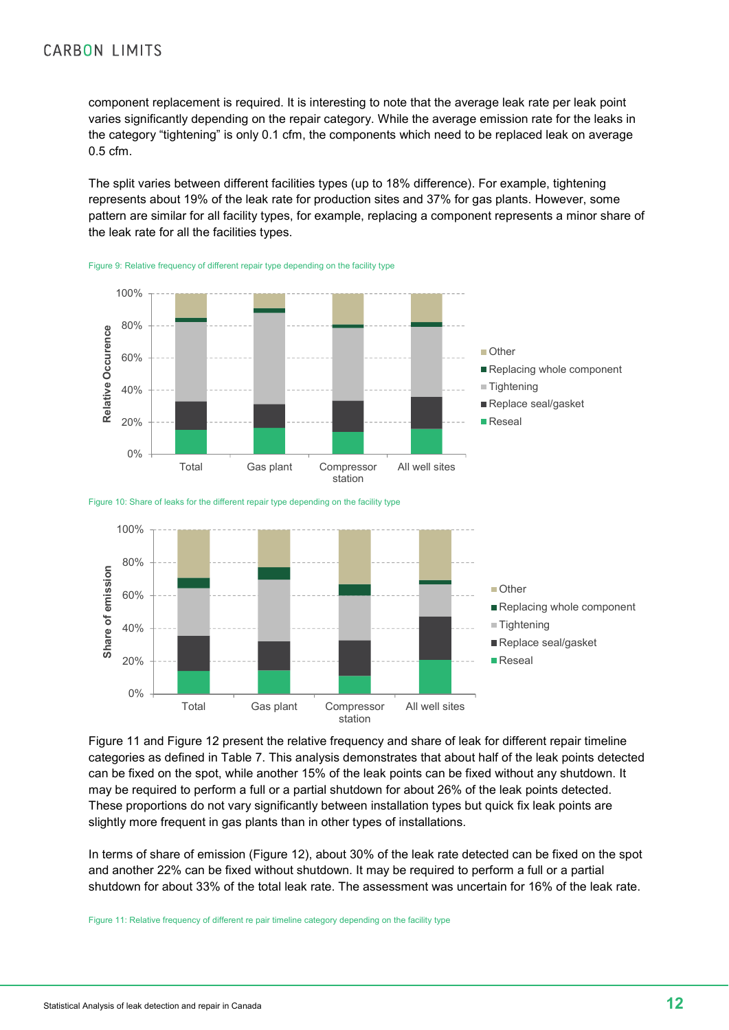component replacement is required. It is interesting to note that the average leak rate per leak point varies significantly depending on the repair category. While the average emission rate for the leaks in the category "tightening" is only 0.1 cfm, the components which need to be replaced leak on average 0.5 cfm.

The split varies between different facilities types (up to 18% difference). For example, tightening represents about 19% of the leak rate for production sites and 37% for gas plants. However, some pattern are similar for all facility types, for example, replacing a component represents a minor share of the leak rate for all the facilities types.

Figure 9: Relative frequency of different repair type depending on the facility type

Figure 10: Share of leaks for the different repair type depending on the facility type

Figure 11 and Figure 12 present the relative frequency and share of leak for different repair timeline categories as defined in Table 7. This analysis demonstrates that about half of the leak points detected can be fixed on the spot, while another 15% of the leak points can be fixed without any shutdown. It may be required to perform a full or a partial shutdown for about 26% of the leak points detected. These proportions do not vary significantly between installation types but quick fix leak points are slightly more frequent in gas plants than in other types of installations.

In terms of share of emission (Figure 12), about 30% of the leak rate detected can be fixed on the spot and another 22% can be fixed without shutdown. It may be required to perform a full or a partial shutdown for about 33% of the total leak rate. The assessment was uncertain for 16% of the leak rate.

Figure 11: Relative frequency of different re pair timeline category depending on the facility type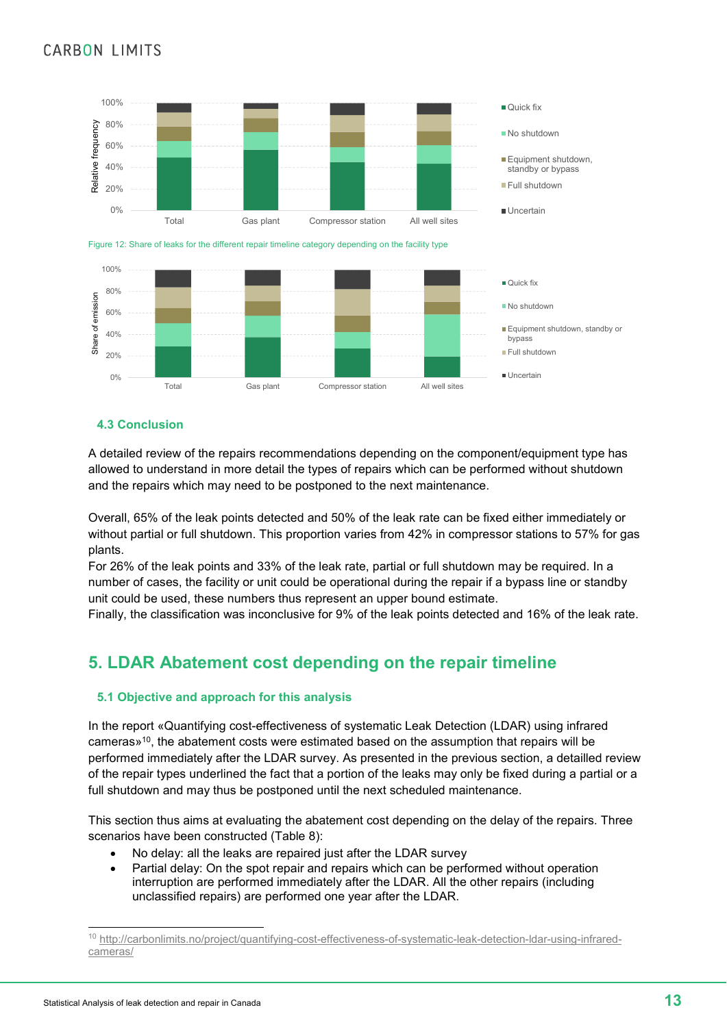Figure 12: Share of leaks for the different repair timeline category depending on the facility type

### 4.3 Conclusion

A detailed review of the repairs recommendations depending on the component/equipment type has allowed to understand in more detail the types of repairs which can be performed without shutdown and the repairs which may need to be postponed to the next maintenance.

Overall, 65% of the leak points detected and 50% of the leak rate can be fixed either immediately or without partial or full shutdown. This proportion varies from 42% in compressor stations to 57% for gas plants.

For 26% of the leak points and 33% of the leak rate, partial or full shutdown may be required. In a number of cases, the facility or unit could be operational during the repair if a bypass line or standby unit could be used, these numbers thus represent an upper bound estimate.

Finally, the classification was inconclusive for 9% of the leak points detected and 16% of the leak rate.

## 5. LDAR Abatement cost depending on the repair timeline

### 5.1 Objective and approach for this analysis

In the report «Quantifying cost-effectiveness of systematic Leak Detection (LDAR) using infrared cameras»[10], the abatement costs were estimated based on the assumption that repairs will be performed immediately after the LDAR survey. As presented in the previous section, a detailled review of the repair types underlined the fact that a portion of the leaks may only be fixed during a partial or a full shutdown and may thus be postponed until the next scheduled maintenance.

This section thus aims at evaluating the abatement cost depending on the delay of the repairs. Three scenarios have been constructed (Table 8):

- No delay: all the leaks are repaired just after the LDAR survey
- Partial delay: On the spot repair and repairs which can be performed without operation interruption are performed immediately after the LDAR. All the other repairs (including unclassified repairs) are performed one year after the LDAR.

[10] http://carbonlimits.no/project/quantifying-cost-effectiveness-of-systematic-leak-detection-ldar-using-infrared-cameras/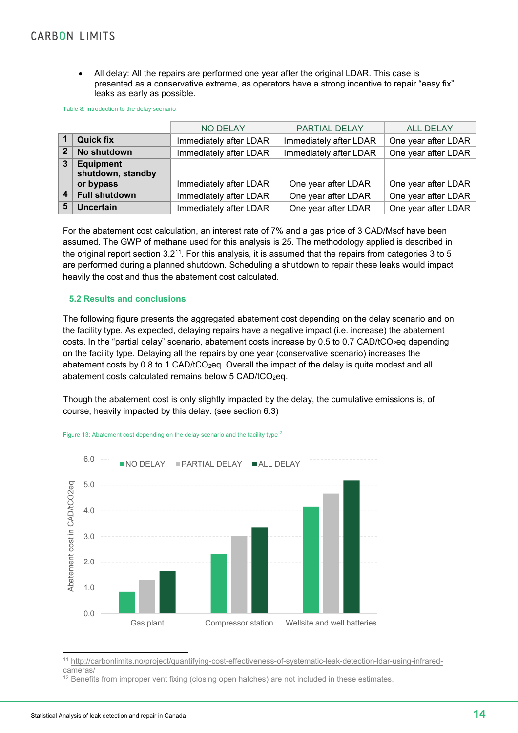- All delay: All the repairs are performed one year after the original LDAR. This case is presented as a conservative extreme, as operators have a strong incentive to repair "easy fix" leaks as early as possible.

Table 8: introduction to the delay scenario

| | | NO DELAY | PARTIAL DELAY | ALL DELAY |
|---|---|---|---|---|
| 1 | **Quick fix** | Immediately after LDAR | Immediately after LDAR | One year after LDAR |
| 2 | **No shutdown** | Immediately after LDAR | Immediately after LDAR | One year after LDAR |
| 3 | **Equipment shutdown, standby or bypass** | Immediately after LDAR | One year after LDAR | One year after LDAR |
| 4 | **Full shutdown** | Immediately after LDAR | One year after LDAR | One year after LDAR |
| 5 | **Uncertain** | Immediately after LDAR | One year after LDAR | One year after LDAR |

For the abatement cost calculation, an interest rate of 7% and a gas price of 3 CAD/Mscf have been assumed. The GWP of methane used for this analysis is 25. The methodology applied is described in the original report section 3.2[11]. For this analysis, it is assumed that the repairs from categories 3 to 5 are performed during a planned shutdown. Scheduling a shutdown to repair these leaks would impact heavily the cost and thus the abatement cost calculated.

## 5.2 Results and conclusions

The following figure presents the aggregated abatement cost depending on the delay scenario and on the facility type. As expected, delaying repairs have a negative impact (i.e. increase) the abatement costs. In the "partial delay" scenario, abatement costs increase by 0.5 to 0.7 CAD/t$CO_2$eq depending on the facility type. Delaying all the repairs by one year (conservative scenario) increases the abatement costs by 0.8 to 1 CAD/t$CO_2$eq. Overall the impact of the delay is quite modest and all abatement costs calculated remains below 5 CAD/t$CO_2$eq.

Though the abatement cost is only slightly impacted by the delay, the cumulative emissions is, of course, heavily impacted by this delay. (see section 6.3)

Figure 13: Abatement cost depending on the delay scenario and the facility type[12]

[11] http://carbonlimits.no/project/quantifying-cost-effectiveness-of-systematic-leak-detection-ldar-using-infrared-cameras/

[12] Benefits from improper vent fixing (closing open hatches) are not included in these estimates.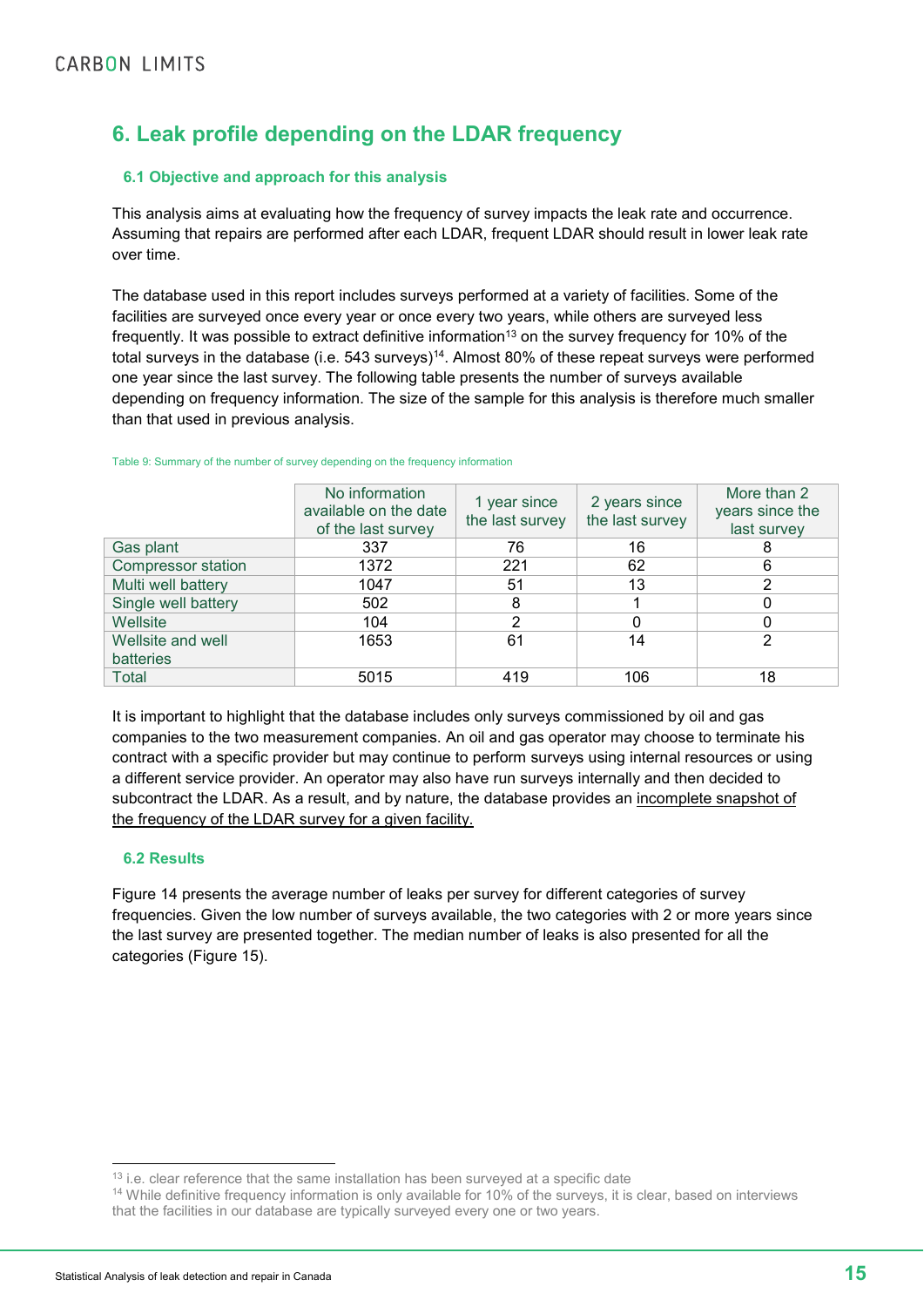# 6. Leak profile depending on the LDAR frequency

## 6.1 Objective and approach for this analysis

This analysis aims at evaluating how the frequency of survey impacts the leak rate and occurrence. Assuming that repairs are performed after each LDAR, frequent LDAR should result in lower leak rate over time.

The database used in this report includes surveys performed at a variety of facilities. Some of the facilities are surveyed once every year or once every two years, while others are surveyed less frequently. It was possible to extract definitive information[13] on the survey frequency for 10% of the total surveys in the database (i.e. 543 surveys)[14]. Almost 80% of these repeat surveys were performed one year since the last survey. The following table presents the number of surveys available depending on frequency information. The size of the sample for this analysis is therefore much smaller than that used in previous analysis.

Table 9: Summary of the number of survey depending on the frequency information

| | No information available on the date of the last survey | 1 year since the last survey | 2 years since the last survey | More than 2 years since the last survey |
|---|---|---|---|---|
| Gas plant | 337 | 76 | 16 | 8 |
| Compressor station | 1372 | 221 | 62 | 6 |
| Multi well battery | 1047 | 51 | 13 | 2 |
| Single well battery | 502 | 8 | 1 | 0 |
| Wellsite | 104 | 2 | 0 | 0 |
| Wellsite and well batteries | 1653 | 61 | 14 | 2 |
| Total | 5015 | 419 | 106 | 18 |

It is important to highlight that the database includes only surveys commissioned by oil and gas companies to the two measurement companies. An oil and gas operator may choose to terminate his contract with a specific provider but may continue to perform surveys using internal resources or using a different service provider. An operator may also have run surveys internally and then decided to subcontract the LDAR. As a result, and by nature, the database provides an incomplete snapshot of the frequency of the LDAR survey for a given facility.

## 6.2 Results

Figure 14 presents the average number of leaks per survey for different categories of survey frequencies. Given the low number of surveys available, the two categories with 2 or more years since the last survey are presented together. The median number of leaks is also presented for all the categories (Figure 15).

---

[13] i.e. clear reference that the same installation has been surveyed at a specific date

[14] While definitive frequency information is only available for 10% of the surveys, it is clear, based on interviews that the facilities in our database are typically surveyed every one or two years.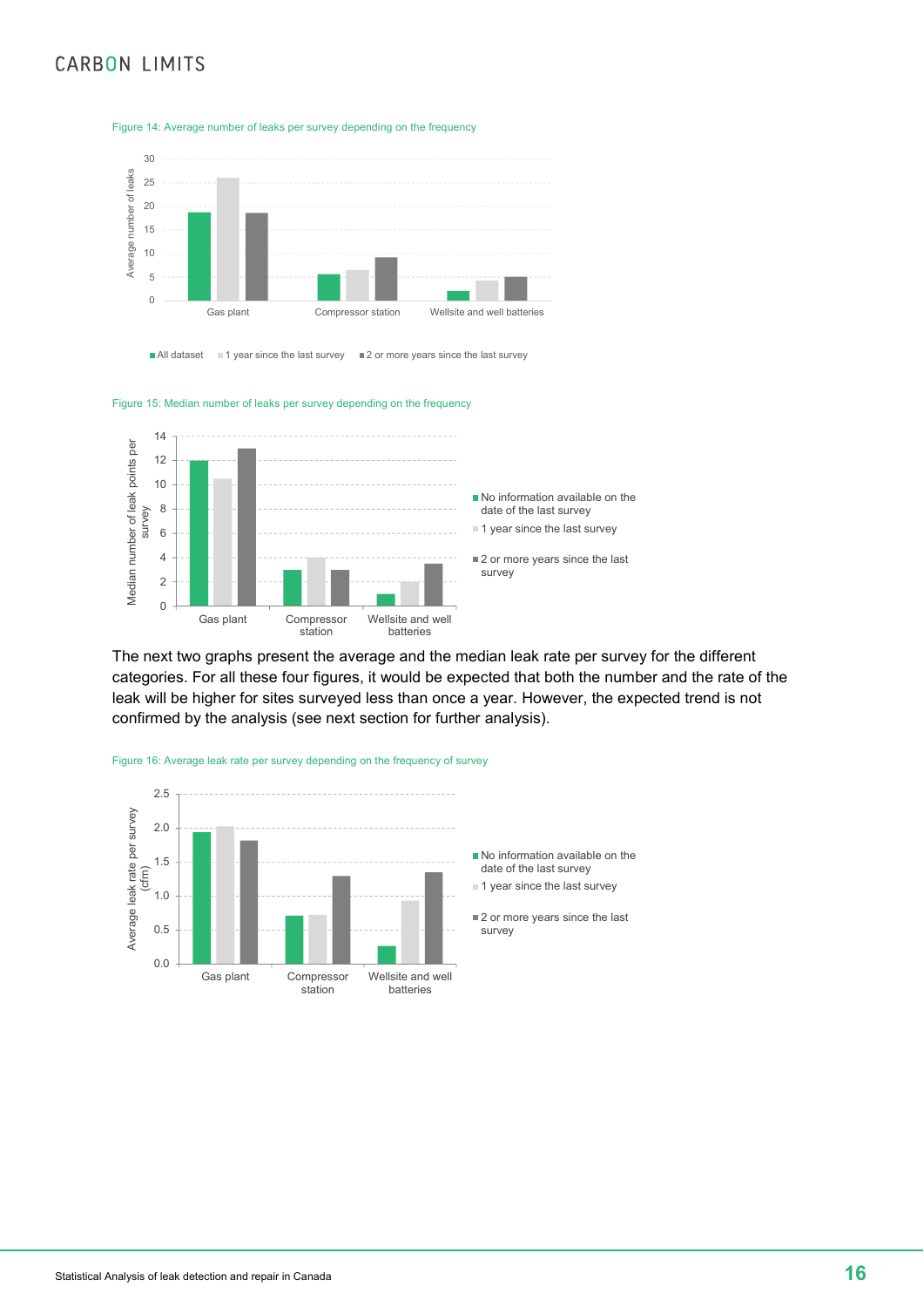Figure 14: Average number of leaks per survey depending on the frequency

Figure 15: Median number of leaks per survey depending on the frequency

The next two graphs present the average and the median leak rate per survey for the different categories. For all these four figures, it would be expected that both the number and the rate of the leak will be higher for sites surveyed less than once a year. However, the expected trend is not confirmed by the analysis (see next section for further analysis).

Figure 16: Average leak rate per survey depending on the frequency of survey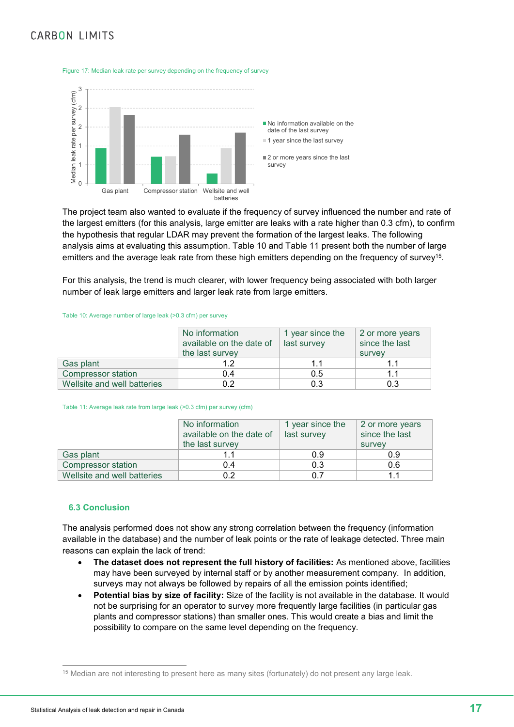Figure 17: Median leak rate per survey depending on the frequency of survey

The project team also wanted to evaluate if the frequency of survey influenced the number and rate of the largest emitters (for this analysis, large emitter are leaks with a rate higher than 0.3 cfm), to confirm the hypothesis that regular LDAR may prevent the formation of the largest leaks. The following analysis aims at evaluating this assumption. Table 10 and Table 11 present both the number of large emitters and the average leak rate from these high emitters depending on the frequency of survey[15].

For this analysis, the trend is much clearer, with lower frequency being associated with both larger number of leak large emitters and larger leak rate from large emitters.

Table 10: Average number of large leak (>0.3 cfm) per survey

| | No information available on the date of the last survey | 1 year since the last survey | 2 or more years since the last survey |
|---|---|---|---|
| Gas plant | 1.2 | 1.1 | 1.1 |
| Compressor station | 0.4 | 0.5 | 1.1 |
| Wellsite and well batteries | 0.2 | 0.3 | 0.3 |

Table 11: Average leak rate from large leak (>0.3 cfm) per survey (cfm)

| | No information available on the date of the last survey | 1 year since the last survey | 2 or more years since the last survey |
|---|---|---|---|
| Gas plant | 1.1 | 0.9 | 0.9 |
| Compressor station | 0.4 | 0.3 | 0.6 |
| Wellsite and well batteries | 0.2 | 0.7 | 1.1 |

### 6.3 Conclusion

The analysis performed does not show any strong correlation between the frequency (information available in the database) and the number of leak points or the rate of leakage detected. Three main reasons can explain the lack of trend:

- **The dataset does not represent the full history of facilities:** As mentioned above, facilities may have been surveyed by internal staff or by another measurement company. In addition, surveys may not always be followed by repairs of all the emission points identified;
- **Potential bias by size of facility:** Size of the facility is not available in the database. It would not be surprising for an operator to survey more frequently large facilities (in particular gas plants and compressor stations) than smaller ones. This would create a bias and limit the possibility to compare on the same level depending on the frequency.

[15] Median are not interesting to present here as many sites (fortunately) do not present any large leak.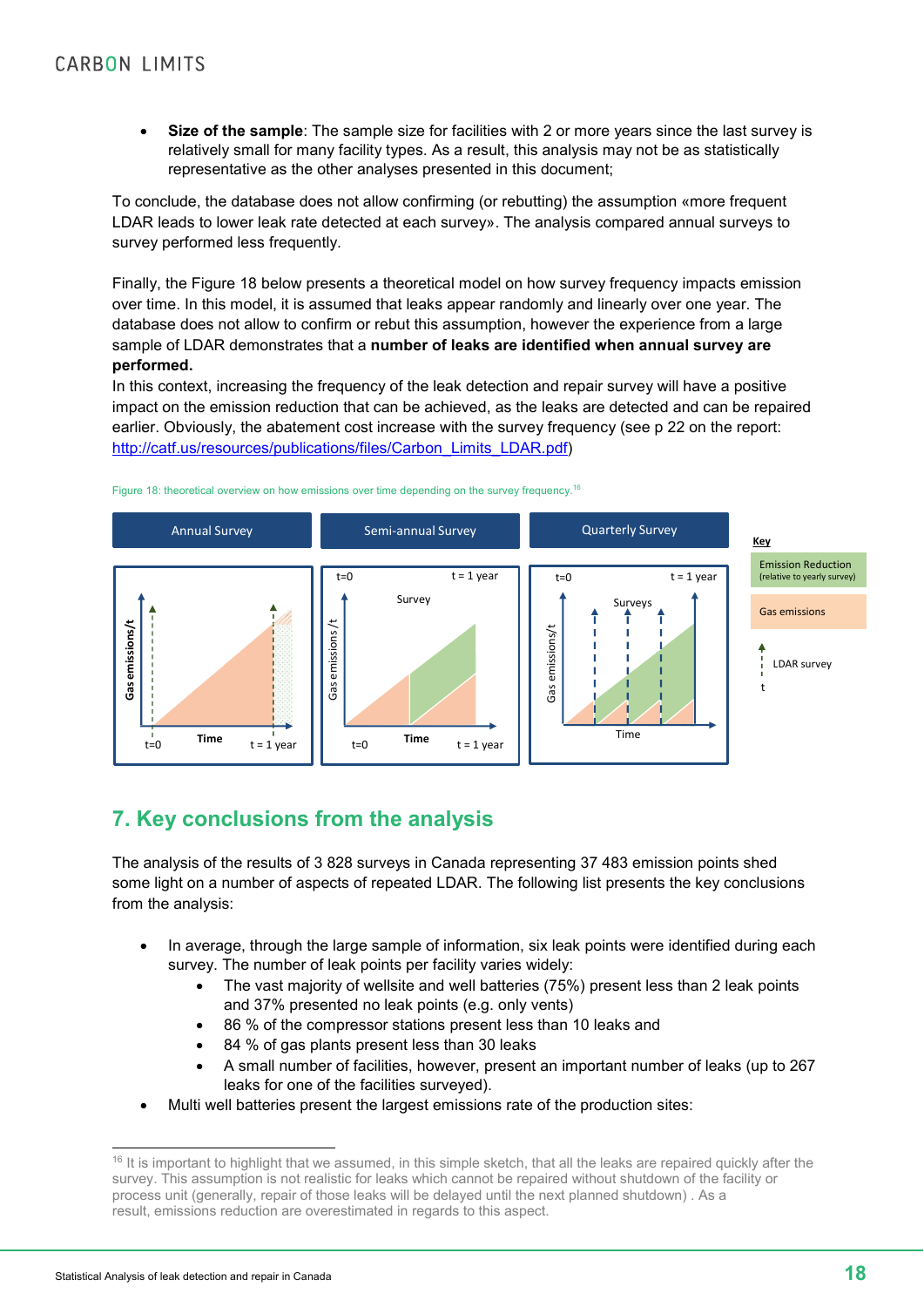- **Size of the sample**: The sample size for facilities with 2 or more years since the last survey is relatively small for many facility types. As a result, this analysis may not be as statistically representative as the other analyses presented in this document;

To conclude, the database does not allow confirming (or rebutting) the assumption «more frequent LDAR leads to lower leak rate detected at each survey». The analysis compared annual surveys to survey performed less frequently.

Finally, the Figure 18 below presents a theoretical model on how survey frequency impacts emission over time. In this model, it is assumed that leaks appear randomly and linearly over one year. The database does not allow to confirm or rebut this assumption, however the experience from a large sample of LDAR demonstrates that a **number of leaks are identified when annual survey are performed.**

In this context, increasing the frequency of the leak detection and repair survey will have a positive impact on the emission reduction that can be achieved, as the leaks are detected and can be repaired earlier. Obviously, the abatement cost increase with the survey frequency (see p 22 on the report: http://catf.us/resources/publications/files/Carbon_Limits_LDAR.pdf)

Figure 18: theoretical overview on how emissions over time depending on the survey frequency.[16]

## 7. Key conclusions from the analysis

The analysis of the results of 3 828 surveys in Canada representing 37 483 emission points shed some light on a number of aspects of repeated LDAR. The following list presents the key conclusions from the analysis:

- In average, through the large sample of information, six leak points were identified during each survey. The number of leak points per facility varies widely:
  - The vast majority of wellsite and well batteries (75%) present less than 2 leak points and 37% presented no leak points (e.g. only vents)
  - 86 % of the compressor stations present less than 10 leaks and
  - 84 % of gas plants present less than 30 leaks
  - A small number of facilities, however, present an important number of leaks (up to 267 leaks for one of the facilities surveyed).
- Multi well batteries present the largest emissions rate of the production sites:

[16] It is important to highlight that we assumed, in this simple sketch, that all the leaks are repaired quickly after the survey. This assumption is not realistic for leaks which cannot be repaired without shutdown of the facility or process unit (generally, repair of those leaks will be delayed until the next planned shutdown) . As a result, emissions reduction are overestimated in regards to this aspect.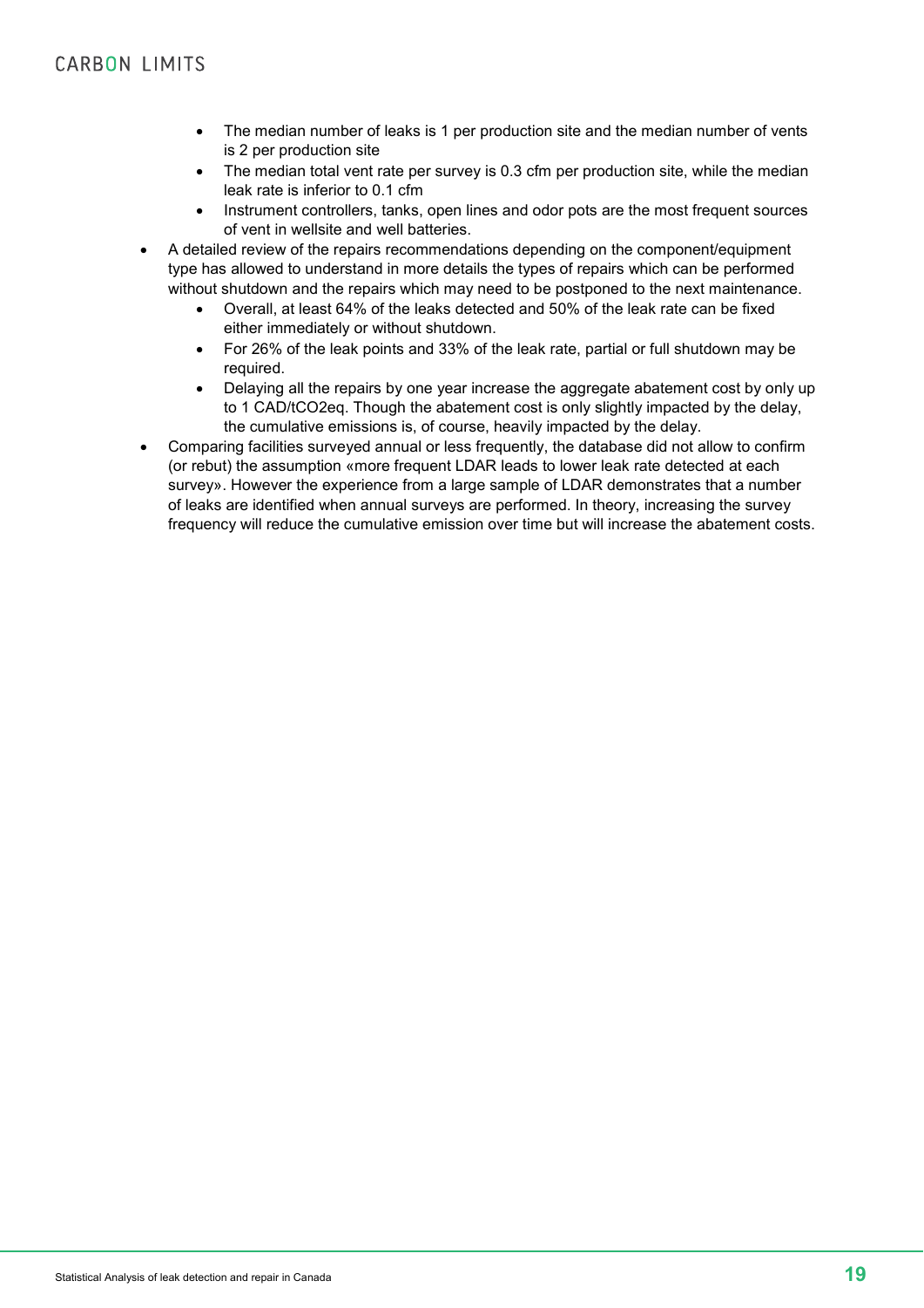- The median number of leaks is 1 per production site and the median number of vents is 2 per production site
  - The median total vent rate per survey is 0.3 cfm per production site, while the median leak rate is inferior to 0.1 cfm
  - Instrument controllers, tanks, open lines and odor pots are the most frequent sources of vent in wellsite and well batteries.
- A detailed review of the repairs recommendations depending on the component/equipment type has allowed to understand in more details the types of repairs which can be performed without shutdown and the repairs which may need to be postponed to the next maintenance.
  - Overall, at least 64% of the leaks detected and 50% of the leak rate can be fixed either immediately or without shutdown.
  - For 26% of the leak points and 33% of the leak rate, partial or full shutdown may be required.
  - Delaying all the repairs by one year increase the aggregate abatement cost by only up to 1 CAD/t$CO_2$eq. Though the abatement cost is only slightly impacted by the delay, the cumulative emissions is, of course, heavily impacted by the delay.
- Comparing facilities surveyed annual or less frequently, the database did not allow to confirm (or rebut) the assumption «more frequent LDAR leads to lower leak rate detected at each survey». However the experience from a large sample of LDAR demonstrates that a number of leaks are identified when annual surveys are performed. In theory, increasing the survey frequency will reduce the cumulative emission over time but will increase the abatement costs.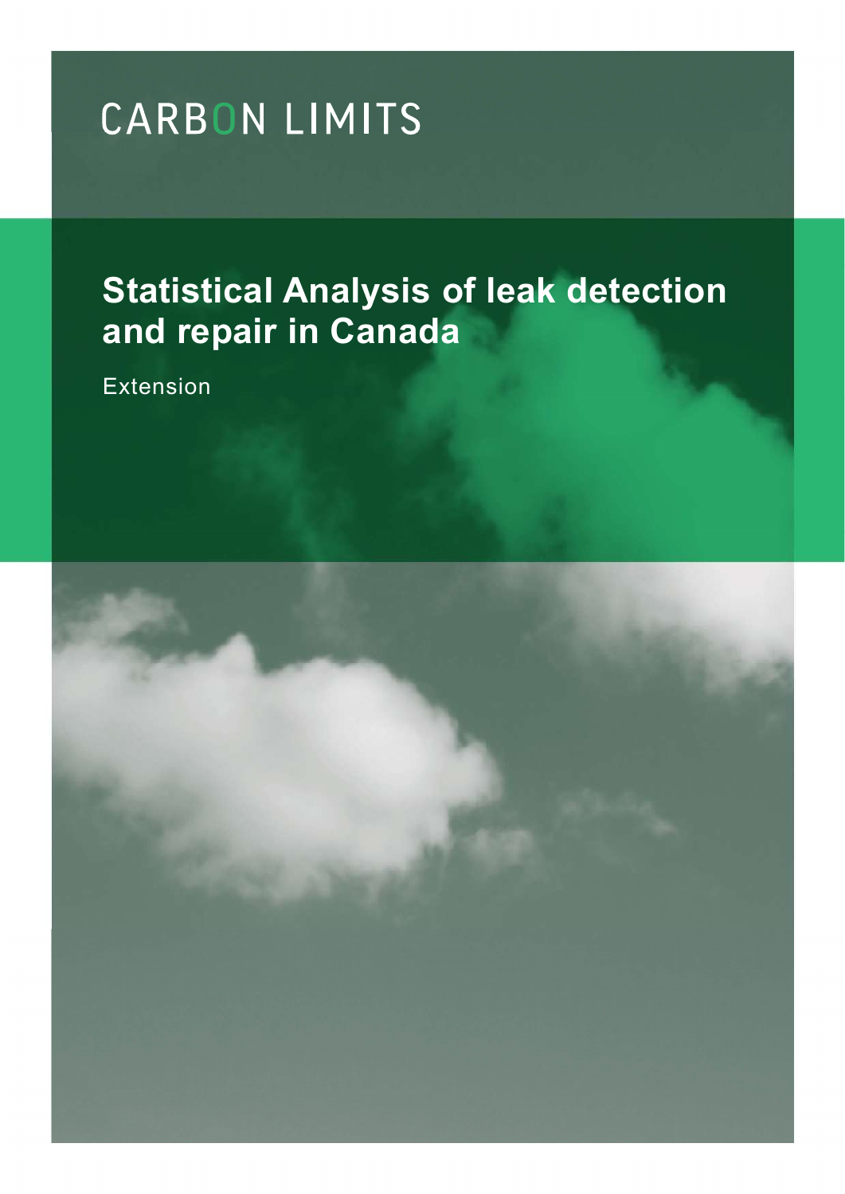CARBON LIMITS

# Statistical Analysis of leak detection and repair in Canada

Extension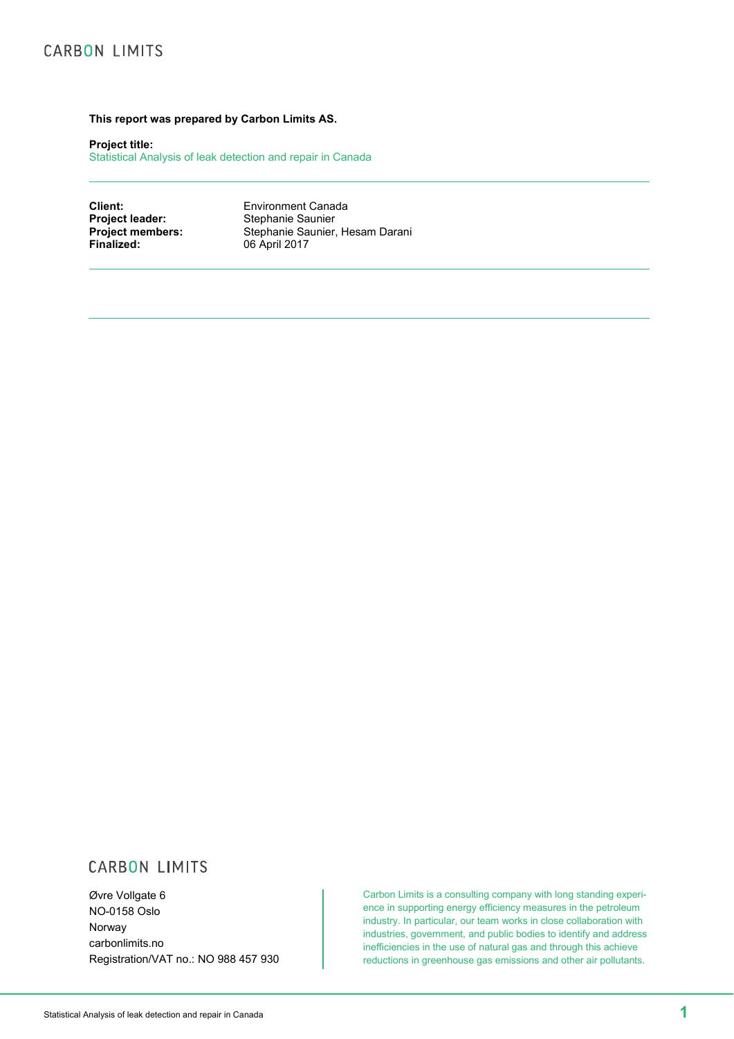**This report was prepared by Carbon Limits AS.**

**Project title:**
Statistical Analysis of leak detection and repair in Canada

---

| | |
|---|---|
| **Client:** | Environment Canada |
| **Project leader:** | Stephanie Saunier |
| **Project members:** | Stephanie Saunier, Hesam Darani |
| **Finalized:** | 06 April 2017 |

---

---

CARBON LIMITS

Øvre Vollgate 6
NO-0158 Oslo
Norway
carbonlimits.no
Registration/VAT no.: NO 988 457 930

Carbon Limits is a consulting company with long standing experience in supporting energy efficiency measures in the petroleum industry. In particular, our team works in close collaboration with industries, government, and public bodies to identify and address inefficiencies in the use of natural gas and through this achieve reductions in greenhouse gas emissions and other air pollutants.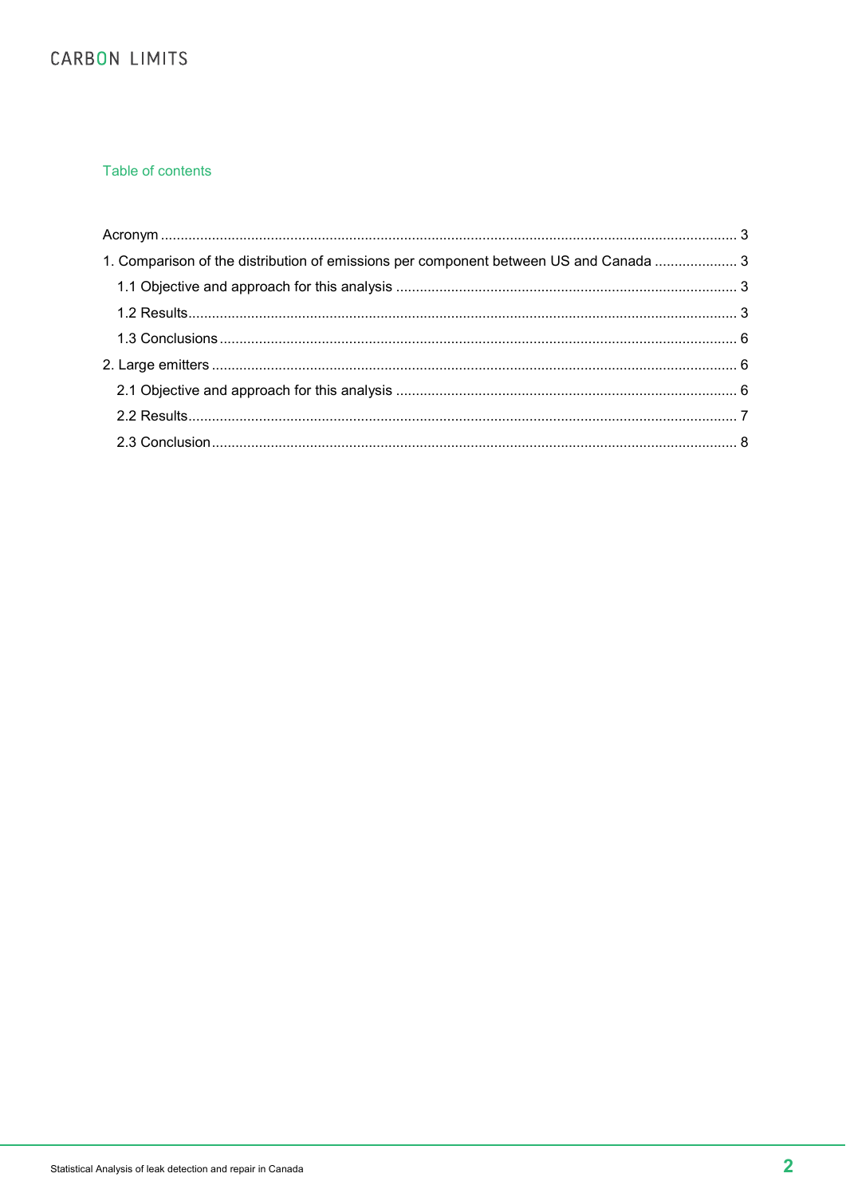## Table of contents

- Acronym ..... 3
- 1. Comparison of the distribution of emissions per component between US and Canada ..... 3
  - 1.1 Objective and approach for this analysis ..... 3
  - 1.2 Results ..... 3
  - 1.3 Conclusions ..... 6
- 2. Large emitters ..... 6
  - 2.1 Objective and approach for this analysis ..... 6
  - 2.2 Results ..... 7
  - 2.3 Conclusion ..... 8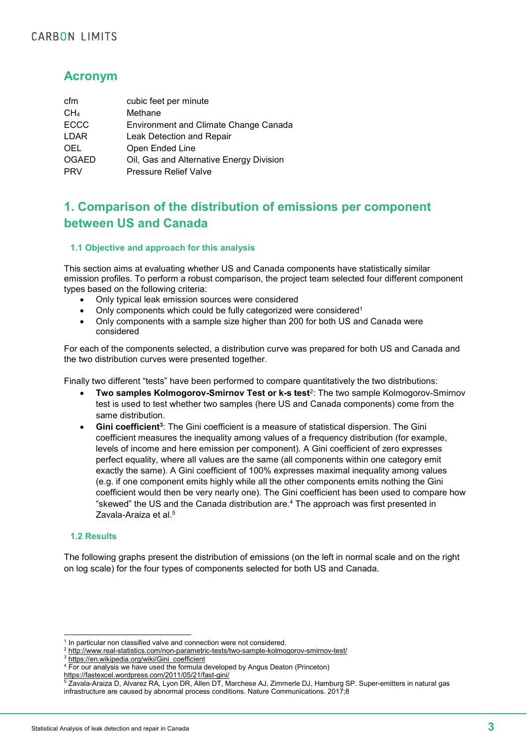## Acronym

| | |
|---|---|
| cfm | cubic feet per minute |
| $CH_4$ | Methane |
| ECCC | Environment and Climate Change Canada |
| LDAR | Leak Detection and Repair |
| OEL | Open Ended Line |
| OGAED | Oil, Gas and Alternative Energy Division |
| PRV | Pressure Relief Valve |

## 1. Comparison of the distribution of emissions per component between US and Canada

### 1.1 Objective and approach for this analysis

This section aims at evaluating whether US and Canada components have statistically similar emission profiles. To perform a robust comparison, the project team selected four different component types based on the following criteria:

- Only typical leak emission sources were considered
- Only components which could be fully categorized were considered[1]
- Only components with a sample size higher than 200 for both US and Canada were considered

For each of the components selected, a distribution curve was prepared for both US and Canada and the two distribution curves were presented together.

Finally two different "tests" have been performed to compare quantitatively the two distributions:

- **Two samples Kolmogorov-Smirnov Test or k-s test**[2]: The two sample Kolmogorov-Smirnov test is used to test whether two samples (here US and Canada components) come from the same distribution.
- **Gini coefficient**[3]: The Gini coefficient is a measure of statistical dispersion. The Gini coefficient measures the inequality among values of a frequency distribution (for example, levels of income and here emission per component). A Gini coefficient of zero expresses perfect equality, where all values are the same (all components within one category emit exactly the same). A Gini coefficient of 100% expresses maximal inequality among values (e.g. if one component emits highly while all the other components emits nothing the Gini coefficient would then be very nearly one). The Gini coefficient has been used to compare how "skewed" the US and the Canada distribution are.[4] The approach was first presented in Zavala-Araiza et al.[5]

### 1.2 Results

The following graphs present the distribution of emissions (on the left in normal scale and on the right on log scale) for the four types of components selected for both US and Canada.

---

[1] In particular non classified valve and connection were not considered.

[2] http://www.real-statistics.com/non-parametric-tests/two-sample-kolmogorov-smirnov-test/

[3] https://en.wikipedia.org/wiki/Gini_coefficient

[4] For our analysis we have used the formula developed by Angus Deaton (Princeton) https://fastexcel.wordpress.com/2011/05/21/fast-gini/

[5] Zavala-Araiza D, Alvarez RA, Lyon DR, Allen DT, Marchese AJ, Zimmerle DJ, Hamburg SP. Super-emitters in natural gas infrastructure are caused by abnormal process conditions. Nature Communications. 2017;8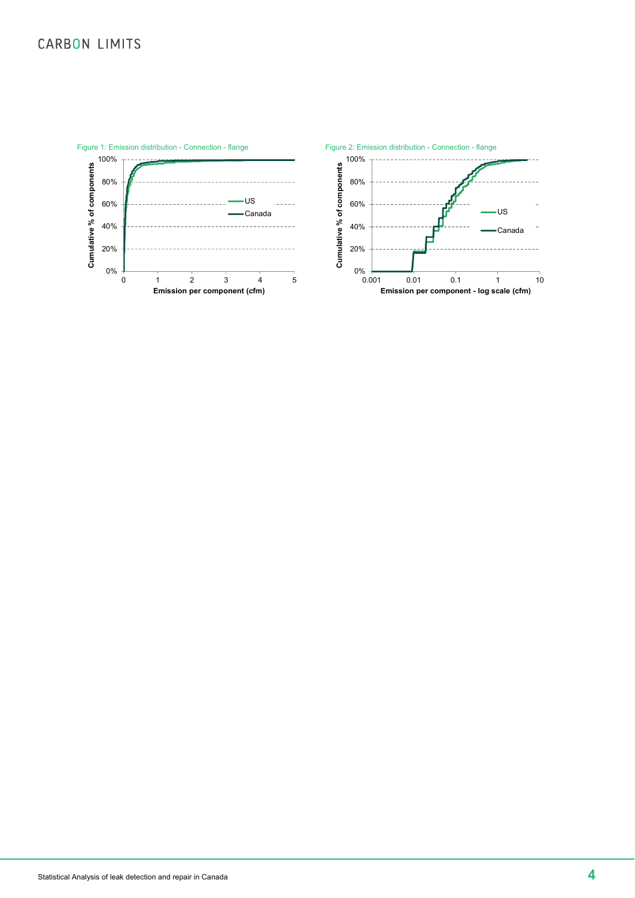Figure 1: Emission distribution - Connection - flange

Figure 2: Emission distribution - Connection - flange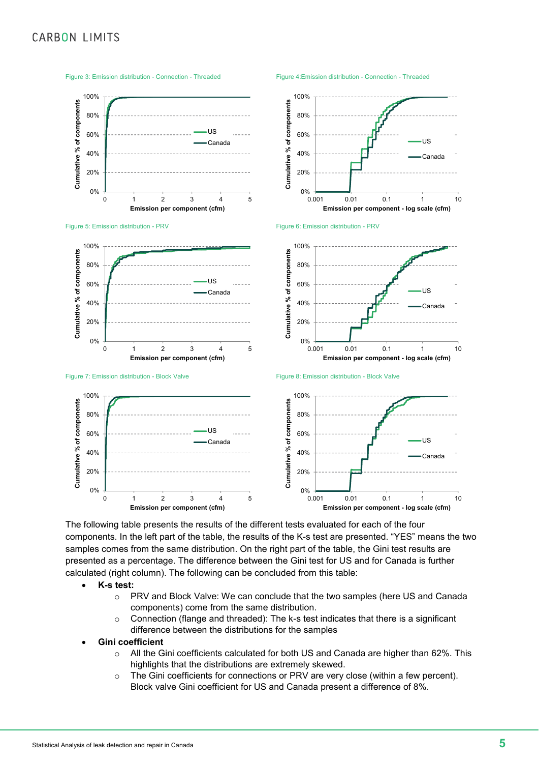Figure 3: Emission distribution - Connection - Threaded

Figure 4:Emission distribution - Connection - Threaded

Figure 5: Emission distribution - PRV

Figure 6: Emission distribution - PRV

Figure 7: Emission distribution - Block Valve

Figure 8: Emission distribution - Block Valve

The following table presents the results of the different tests evaluated for each of the four components. In the left part of the table, the results of the K-s test are presented. "YES" means the two samples comes from the same distribution. On the right part of the table, the Gini test results are presented as a percentage. The difference between the Gini test for US and for Canada is further calculated (right column). The following can be concluded from this table:

- **K-s test:**
  - PRV and Block Valve: We can conclude that the two samples (here US and Canada components) come from the same distribution.
  - Connection (flange and threaded): The k-s test indicates that there is a significant difference between the distributions for the samples
- **Gini coefficient**
  - All the Gini coefficients calculated for both US and Canada are higher than 62%. This highlights that the distributions are extremely skewed.
  - The Gini coefficients for connections or PRV are very close (within a few percent). Block valve Gini coefficient for US and Canada present a difference of 8%.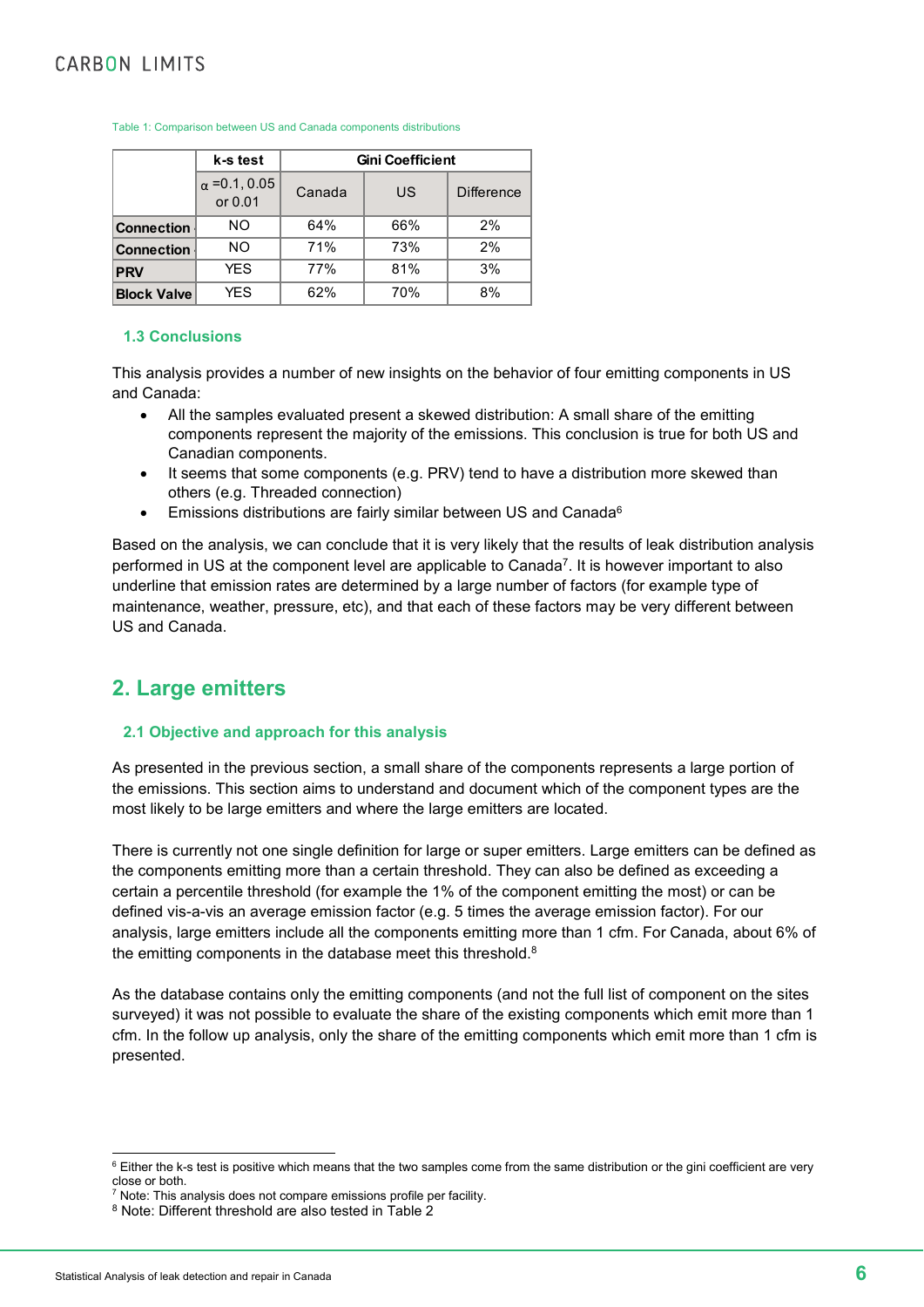Table 1: Comparison between US and Canada components distributions

| | k-s test | Gini Coefficient | | |
|---|---|---|---|---|
| | $\alpha$ =0.1, 0.05 or 0.01 | Canada | US | Difference |
| **Connection** | NO | 64% | 66% | 2% |
| **Connection** | NO | 71% | 73% | 2% |
| **PRV** | YES | 77% | 81% | 3% |
| **Block Valve** | YES | 62% | 70% | 8% |

### 1.3 Conclusions

This analysis provides a number of new insights on the behavior of four emitting components in US and Canada:

- All the samples evaluated present a skewed distribution: A small share of the emitting components represent the majority of the emissions. This conclusion is true for both US and Canadian components.
- It seems that some components (e.g. PRV) tend to have a distribution more skewed than others (e.g. Threaded connection)
- Emissions distributions are fairly similar between US and Canada[6]

Based on the analysis, we can conclude that it is very likely that the results of leak distribution analysis performed in US at the component level are applicable to Canada[7]. It is however important to also underline that emission rates are determined by a large number of factors (for example type of maintenance, weather, pressure, etc), and that each of these factors may be very different between US and Canada.

## 2. Large emitters

### 2.1 Objective and approach for this analysis

As presented in the previous section, a small share of the components represents a large portion of the emissions. This section aims to understand and document which of the component types are the most likely to be large emitters and where the large emitters are located.

There is currently not one single definition for large or super emitters. Large emitters can be defined as the components emitting more than a certain threshold. They can also be defined as exceeding a certain a percentile threshold (for example the 1% of the component emitting the most) or can be defined vis-a-vis an average emission factor (e.g. 5 times the average emission factor). For our analysis, large emitters include all the components emitting more than 1 cfm. For Canada, about 6% of the emitting components in the database meet this threshold.[8]

As the database contains only the emitting components (and not the full list of component on the sites surveyed) it was not possible to evaluate the share of the existing components which emit more than 1 cfm. In the follow up analysis, only the share of the emitting components which emit more than 1 cfm is presented.

---

[6] Either the k-s test is positive which means that the two samples come from the same distribution or the gini coefficient are very close or both.

[7] Note: This analysis does not compare emissions profile per facility.

[8] Note: Different threshold are also tested in Table 2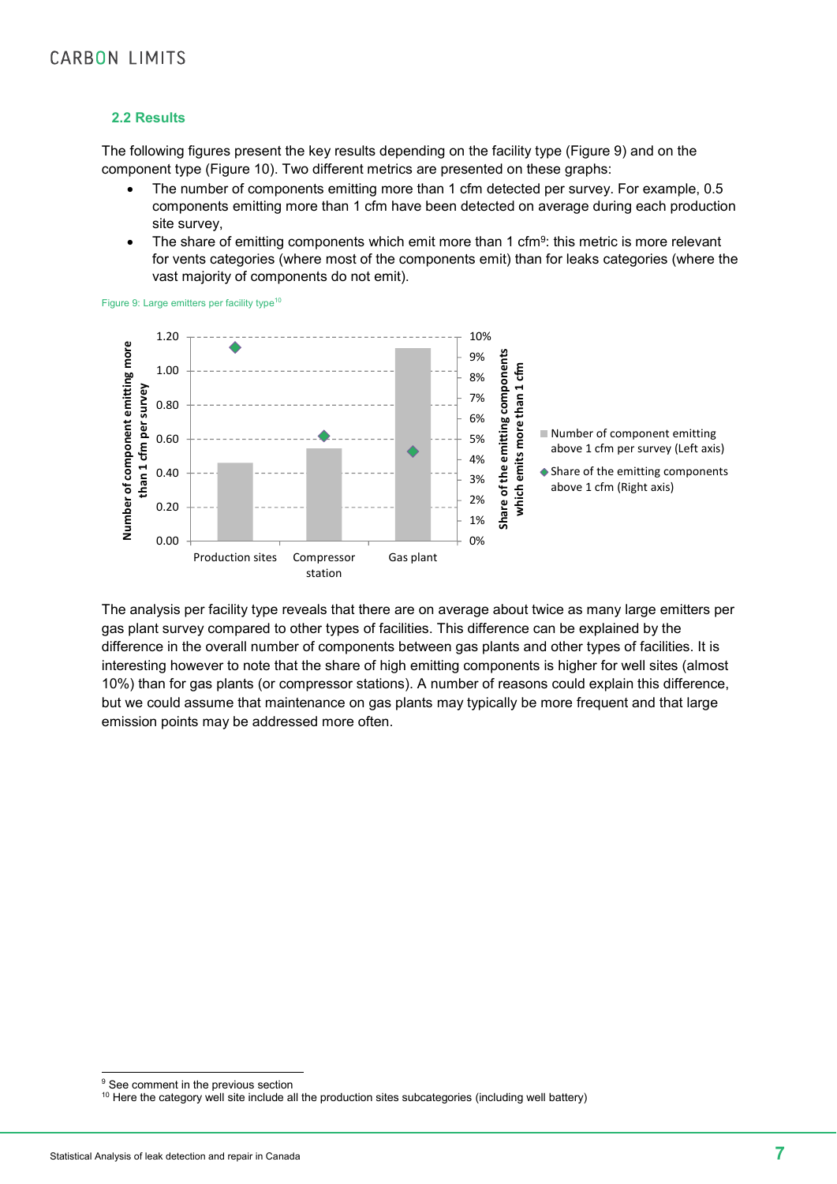## 2.2 Results

The following figures present the key results depending on the facility type (Figure 9) and on the component type (Figure 10). Two different metrics are presented on these graphs:

- The number of components emitting more than 1 cfm detected per survey. For example, 0.5 components emitting more than 1 cfm have been detected on average during each production site survey,
- The share of emitting components which emit more than 1 cfm[9]: this metric is more relevant for vents categories (where most of the components emit) than for leaks categories (where the vast majority of components do not emit).

Figure 9: Large emitters per facility type[10]

The analysis per facility type reveals that there are on average about twice as many large emitters per gas plant survey compared to other types of facilities. This difference can be explained by the difference in the overall number of components between gas plants and other types of facilities. It is interesting however to note that the share of high emitting components is higher for well sites (almost 10%) than for gas plants (or compressor stations). A number of reasons could explain this difference, but we could assume that maintenance on gas plants may typically be more frequent and that large emission points may be addressed more often.

[9] See comment in the previous section

[10] Here the category well site include all the production sites subcategories (including well battery)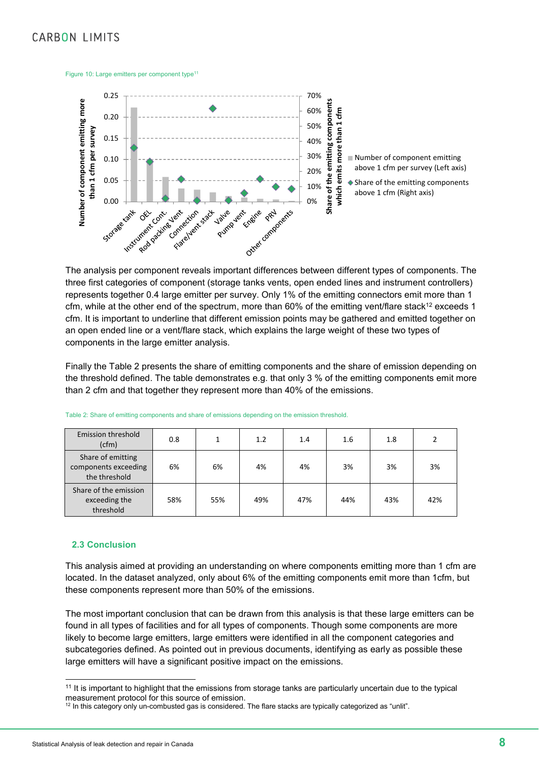Figure 10: Large emitters per component type[11]

Number of component emitting more than 1 cfm per survey

0.25
0.20
0.15
0.10
0.05
0.00

Share of the emitting components which emits more than 1 cfm

70%
60%
50%
40%
30%
20%
10%
0%

Storage tank
OEL
Instrument Cont.
Rod packing Vent
Connection
Flare/vent stack
Valve
Pump vent
Engine
PRV
Other components

Number of component emitting above 1 cfm per survey (Left axis)

Share of the emitting components above 1 cfm (Right axis)

The analysis per component reveals important differences between different types of components. The three first categories of component (storage tanks vents, open ended lines and instrument controllers) represents together 0.4 large emitter per survey. Only 1% of the emitting connectors emit more than 1 cfm, while at the other end of the spectrum, more than 60% of the emitting vent/flare stack[12] exceeds 1 cfm. It is important to underline that different emission points may be gathered and emitted together on an open ended line or a vent/flare stack, which explains the large weight of these two types of components in the large emitter analysis.

Finally the Table 2 presents the share of emitting components and the share of emission depending on the threshold defined. The table demonstrates e.g. that only 3 % of the emitting components emit more than 2 cfm and that together they represent more than 40% of the emissions.

Table 2: Share of emitting components and share of emissions depending on the emission threshold.

| Emission threshold (cfm) | 0.8 | 1 | 1.2 | 1.4 | 1.6 | 1.8 | 2 |
|---|---|---|---|---|---|---|---|
| Share of emitting components exceeding the threshold | 6% | 6% | 4% | 4% | 3% | 3% | 3% |
| Share of the emission exceeding the threshold | 58% | 55% | 49% | 47% | 44% | 43% | 42% |

## 2.3 Conclusion

This analysis aimed at providing an understanding on where components emitting more than 1 cfm are located. In the dataset analyzed, only about 6% of the emitting components emit more than 1cfm, but these components represent more than 50% of the emissions.

The most important conclusion that can be drawn from this analysis is that these large emitters can be found in all types of facilities and for all types of components. Though some components are more likely to become large emitters, large emitters were identified in all the component categories and subcategories defined. As pointed out in previous documents, identifying as early as possible these large emitters will have a significant positive impact on the emissions.

[11] It is important to highlight that the emissions from storage tanks are particularly uncertain due to the typical measurement protocol for this source of emission.

[12] In this category only un-combusted gas is considered. The flare stacks are typically categorized as "unlit".